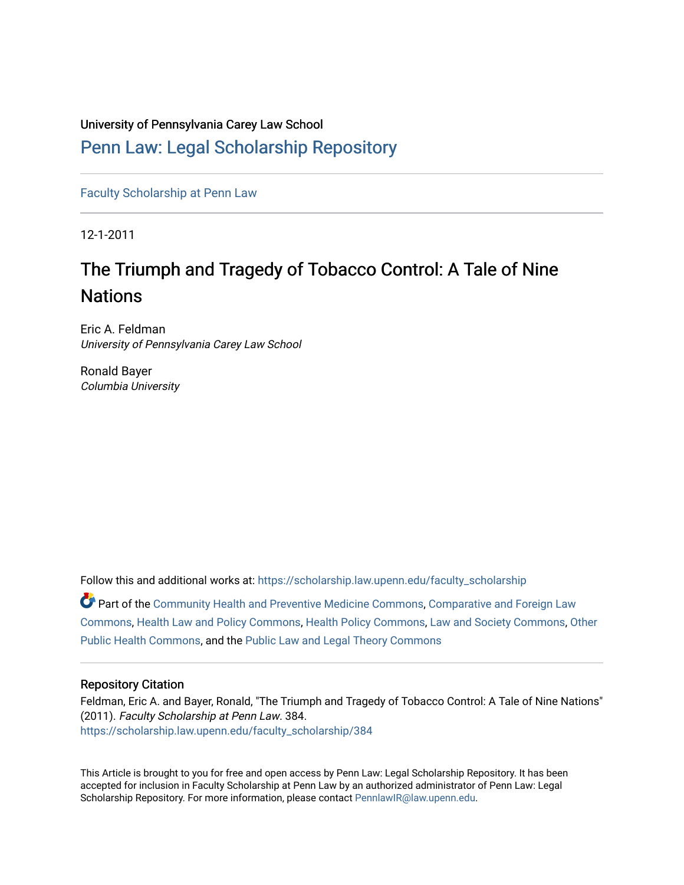University of Pennsylvania Carey Law School

# Penn Law: Legal Scholarship Repository

Faculty Scholarship at Penn Law

12-1-2011

# The Triumph and Tragedy of Tobacco Control: A Tale of Nine Nations

Eric A. Feldman
*University of Pennsylvania Carey Law School*

Ronald Bayer
*Columbia University*

Follow this and additional works at: https://scholarship.law.upenn.edu/faculty_scholarship

Part of the Community Health and Preventive Medicine Commons, Comparative and Foreign Law Commons, Health Law and Policy Commons, Health Policy Commons, Law and Society Commons, Other Public Health Commons, and the Public Law and Legal Theory Commons

## Repository Citation

Feldman, Eric A. and Bayer, Ronald, "The Triumph and Tragedy of Tobacco Control: A Tale of Nine Nations" (2011). *Faculty Scholarship at Penn Law*. 384.
https://scholarship.law.upenn.edu/faculty_scholarship/384

This Article is brought to you for free and open access by Penn Law: Legal Scholarship Repository. It has been accepted for inclusion in Faculty Scholarship at Penn Law by an authorized administrator of Penn Law: Legal Scholarship Repository. For more information, please contact PennlawIR@law.upenn.edu.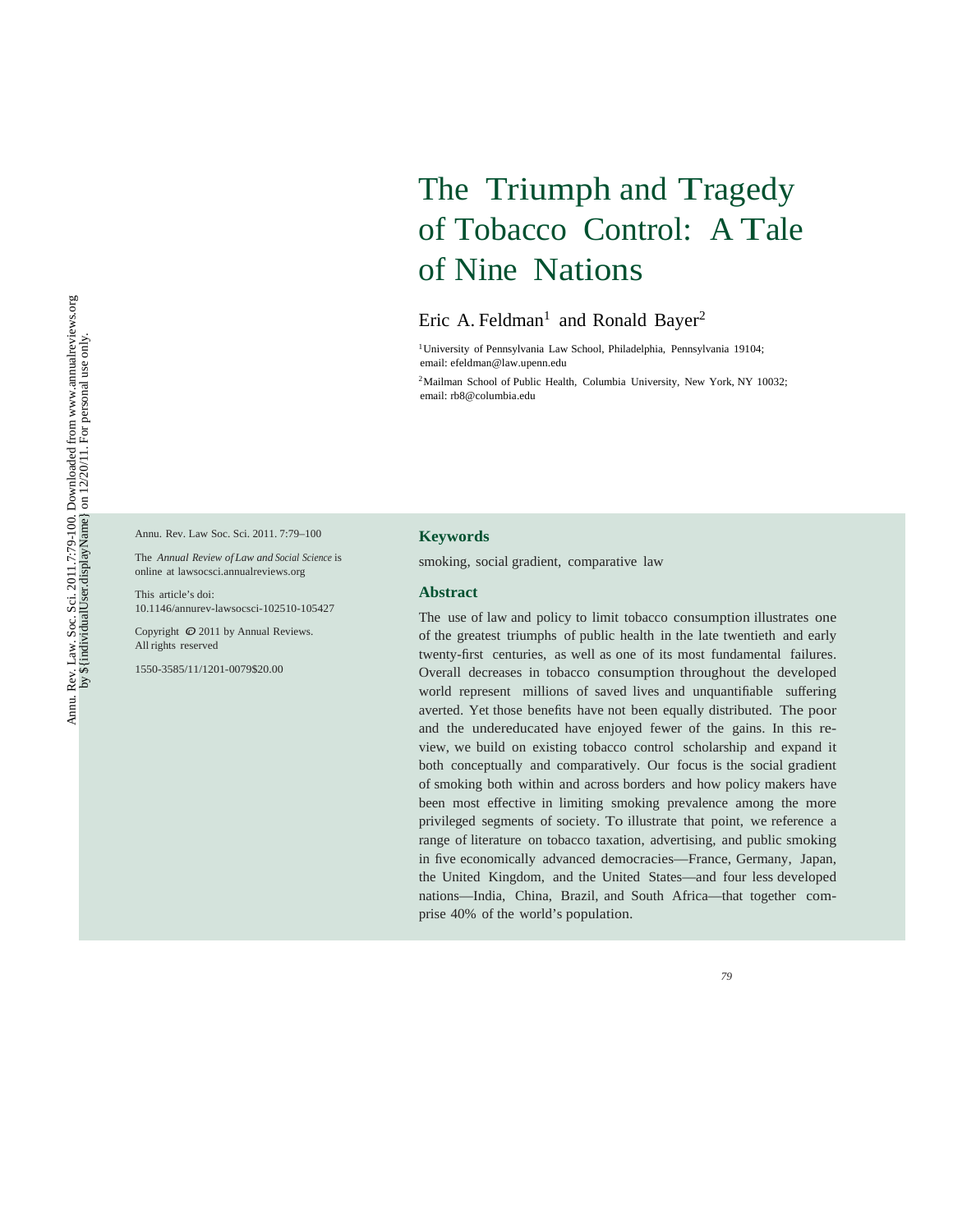# The Triumph and Tragedy of Tobacco Control: A Tale of Nine Nations

Eric A. Feldman[1] and Ronald Bayer[2]

[1]University of Pennsylvania Law School, Philadelphia, Pennsylvania 19104; email: efeldman@law.upenn.edu

[2]Mailman School of Public Health, Columbia University, New York, NY 10032; email: rb8@columbia.edu

Annu. Rev. Law Soc. Sci. 2011. 7:79–100

The *Annual Review of Law and Social Science* is online at lawsocsci.annualreviews.org

This article's doi: 10.1146/annurev-lawsocsci-102510-105427

Copyright © 2011 by Annual Reviews. All rights reserved

1550-3585/11/1201-0079$20.00

## Keywords

smoking, social gradient, comparative law

## Abstract

The use of law and policy to limit tobacco consumption illustrates one of the greatest triumphs of public health in the late twentieth and early twenty-first centuries, as well as one of its most fundamental failures. Overall decreases in tobacco consumption throughout the developed world represent millions of saved lives and unquantifiable suffering averted. Yet those benefits have not been equally distributed. The poor and the undereducated have enjoyed fewer of the gains. In this review, we build on existing tobacco control scholarship and expand it both conceptually and comparatively. Our focus is the social gradient of smoking both within and across borders and how policy makers have been most effective in limiting smoking prevalence among the more privileged segments of society. To illustrate that point, we reference a range of literature on tobacco taxation, advertising, and public smoking in five economically advanced democracies—France, Germany, Japan, the United Kingdom, and the United States—and four less developed nations—India, China, Brazil, and South Africa—that together comprise 40% of the world's population.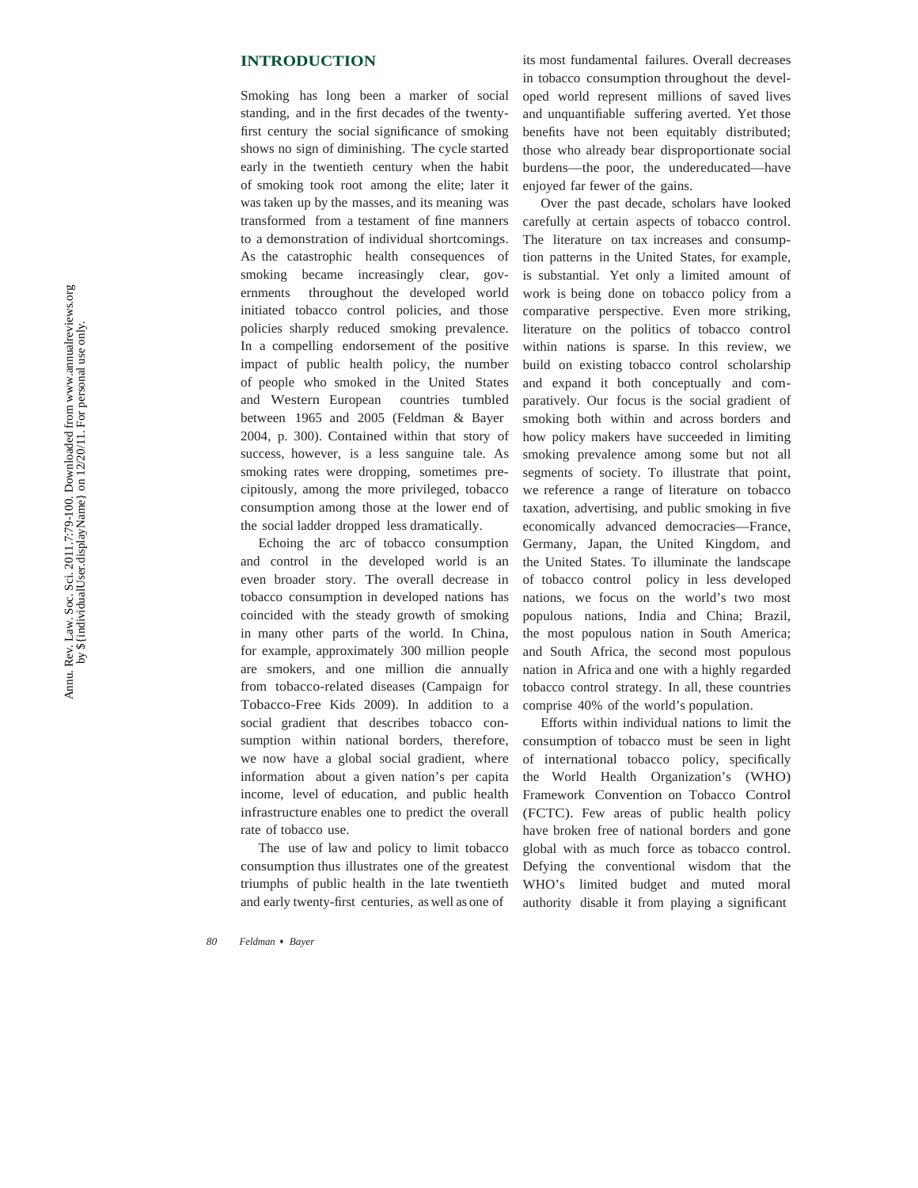## INTRODUCTION

Smoking has long been a marker of social standing, and in the first decades of the twenty-first century the social significance of smoking shows no sign of diminishing. The cycle started early in the twentieth century when the habit of smoking took root among the elite; later it was taken up by the masses, and its meaning was transformed from a testament of fine manners to a demonstration of individual shortcomings. As the catastrophic health consequences of smoking became increasingly clear, governments throughout the developed world initiated tobacco control policies, and those policies sharply reduced smoking prevalence. In a compelling endorsement of the positive impact of public health policy, the number of people who smoked in the United States and Western European countries tumbled between 1965 and 2005 (Feldman & Bayer 2004, p. 300). Contained within that story of success, however, is a less sanguine tale. As smoking rates were dropping, sometimes precipitously, among the more privileged, tobacco consumption among those at the lower end of the social ladder dropped less dramatically.

Echoing the arc of tobacco consumption and control in the developed world is an even broader story. The overall decrease in tobacco consumption in developed nations has coincided with the steady growth of smoking in many other parts of the world. In China, for example, approximately 300 million people are smokers, and one million die annually from tobacco-related diseases (Campaign for Tobacco-Free Kids 2009). In addition to a social gradient that describes tobacco consumption within national borders, therefore, we now have a global social gradient, where information about a given nation's per capita income, level of education, and public health infrastructure enables one to predict the overall rate of tobacco use.

The use of law and policy to limit tobacco consumption thus illustrates one of the greatest triumphs of public health in the late twentieth and early twenty-first centuries, as well as one of its most fundamental failures. Overall decreases in tobacco consumption throughout the developed world represent millions of saved lives and unquantifiable suffering averted. Yet those benefits have not been equitably distributed; those who already bear disproportionate social burdens—the poor, the undereducated—have enjoyed far fewer of the gains.

Over the past decade, scholars have looked carefully at certain aspects of tobacco control. The literature on tax increases and consumption patterns in the United States, for example, is substantial. Yet only a limited amount of work is being done on tobacco policy from a comparative perspective. Even more striking, literature on the politics of tobacco control within nations is sparse. In this review, we build on existing tobacco control scholarship and expand it both conceptually and comparatively. Our focus is the social gradient of smoking both within and across borders and how policy makers have succeeded in limiting smoking prevalence among some but not all segments of society. To illustrate that point, we reference a range of literature on tobacco taxation, advertising, and public smoking in five economically advanced democracies—France, Germany, Japan, the United Kingdom, and the United States. To illuminate the landscape of tobacco control policy in less developed nations, we focus on the world's two most populous nations, India and China; Brazil, the most populous nation in South America; and South Africa, the second most populous nation in Africa and one with a highly regarded tobacco control strategy. In all, these countries comprise 40% of the world's population.

Efforts within individual nations to limit the consumption of tobacco must be seen in light of international tobacco policy, specifically the World Health Organization's (WHO) Framework Convention on Tobacco Control (FCTC). Few areas of public health policy have broken free of national borders and gone global with as much force as tobacco control. Defying the conventional wisdom that the WHO's limited budget and muted moral authority disable it from playing a significant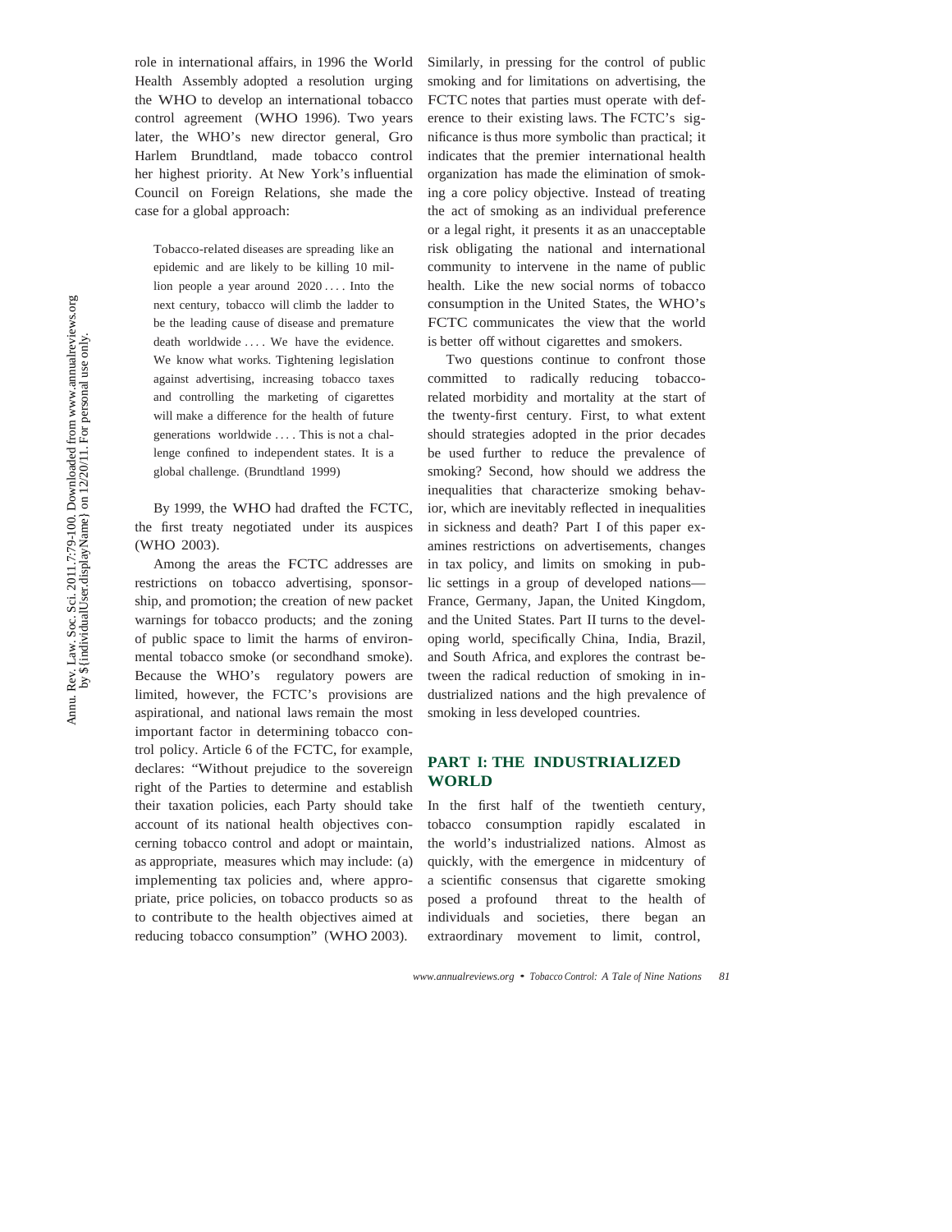role in international affairs, in 1996 the World Health Assembly adopted a resolution urging the WHO to develop an international tobacco control agreement (WHO 1996). Two years later, the WHO's new director general, Gro Harlem Brundtland, made tobacco control her highest priority. At New York's influential Council on Foreign Relations, she made the case for a global approach:

> Tobacco-related diseases are spreading like an epidemic and are likely to be killing 10 million people a year around 2020 .... Into the next century, tobacco will climb the ladder to be the leading cause of disease and premature death worldwide .... We have the evidence. We know what works. Tightening legislation against advertising, increasing tobacco taxes and controlling the marketing of cigarettes will make a difference for the health of future generations worldwide .... This is not a challenge confined to independent states. It is a global challenge. (Brundtland 1999)

By 1999, the WHO had drafted the FCTC, the first treaty negotiated under its auspices (WHO 2003).

Among the areas the FCTC addresses are restrictions on tobacco advertising, sponsorship, and promotion; the creation of new packet warnings for tobacco products; and the zoning of public space to limit the harms of environmental tobacco smoke (or secondhand smoke). Because the WHO's regulatory powers are limited, however, the FCTC's provisions are aspirational, and national laws remain the most important factor in determining tobacco control policy. Article 6 of the FCTC, for example, declares: "Without prejudice to the sovereign right of the Parties to determine and establish their taxation policies, each Party should take account of its national health objectives concerning tobacco control and adopt or maintain, as appropriate, measures which may include: (a) implementing tax policies and, where appropriate, price policies, on tobacco products so as to contribute to the health objectives aimed at reducing tobacco consumption" (WHO 2003).

Similarly, in pressing for the control of public smoking and for limitations on advertising, the FCTC notes that parties must operate with deference to their existing laws. The FCTC's significance is thus more symbolic than practical; it indicates that the premier international health organization has made the elimination of smoking a core policy objective. Instead of treating the act of smoking as an individual preference or a legal right, it presents it as an unacceptable risk obligating the national and international community to intervene in the name of public health. Like the new social norms of tobacco consumption in the United States, the WHO's FCTC communicates the view that the world is better off without cigarettes and smokers.

Two questions continue to confront those committed to radically reducing tobacco-related morbidity and mortality at the start of the twenty-first century. First, to what extent should strategies adopted in the prior decades be used further to reduce the prevalence of smoking? Second, how should we address the inequalities that characterize smoking behavior, which are inevitably reflected in inequalities in sickness and death? Part I of this paper examines restrictions on advertisements, changes in tax policy, and limits on smoking in public settings in a group of developed nations—France, Germany, Japan, the United Kingdom, and the United States. Part II turns to the developing world, specifically China, India, Brazil, and South Africa, and explores the contrast between the radical reduction of smoking in industrialized nations and the high prevalence of smoking in less developed countries.

## PART I: THE INDUSTRIALIZED WORLD

In the first half of the twentieth century, tobacco consumption rapidly escalated in the world's industrialized nations. Almost as quickly, with the emergence in midcentury of a scientific consensus that cigarette smoking posed a profound threat to the health of individuals and societies, there began an extraordinary movement to limit, control,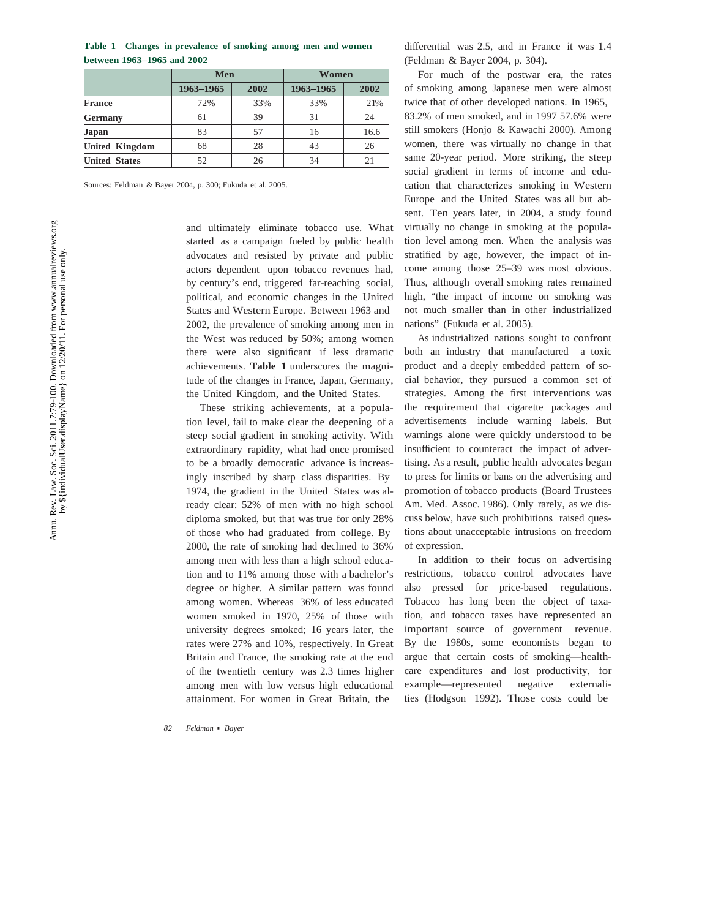**Table 1 Changes in prevalence of smoking among men and women between 1963–1965 and 2002**

| | Men | | Women | |
|---|---|---|---|---|
| | 1963–1965 | 2002 | 1963–1965 | 2002 |
| **France** | 72% | 33% | 33% | 21% |
| **Germany** | 61 | 39 | 31 | 24 |
| **Japan** | 83 | 57 | 16 | 16.6 |
| **United Kingdom** | 68 | 28 | 43 | 26 |
| **United States** | 52 | 26 | 34 | 21 |

Sources: Feldman & Bayer 2004, p. 300; Fukuda et al. 2005.

and ultimately eliminate tobacco use. What started as a campaign fueled by public health advocates and resisted by private and public actors dependent upon tobacco revenues had, by century's end, triggered far-reaching social, political, and economic changes in the United States and Western Europe. Between 1963 and 2002, the prevalence of smoking among men in the West was reduced by 50%; among women there were also significant if less dramatic achievements. **Table 1** underscores the magnitude of the changes in France, Japan, Germany, the United Kingdom, and the United States.

These striking achievements, at a population level, fail to make clear the deepening of a steep social gradient in smoking activity. With extraordinary rapidity, what had once promised to be a broadly democratic advance is increasingly inscribed by sharp class disparities. By 1974, the gradient in the United States was already clear: 52% of men with no high school diploma smoked, but that was true for only 28% of those who had graduated from college. By 2000, the rate of smoking had declined to 36% among men with less than a high school education and to 11% among those with a bachelor's degree or higher. A similar pattern was found among women. Whereas 36% of less educated women smoked in 1970, 25% of those with university degrees smoked; 16 years later, the rates were 27% and 10%, respectively. In Great Britain and France, the smoking rate at the end of the twentieth century was 2.3 times higher among men with low versus high educational attainment. For women in Great Britain, the differential was 2.5, and in France it was 1.4 (Feldman & Bayer 2004, p. 304).

For much of the postwar era, the rates of smoking among Japanese men were almost twice that of other developed nations. In 1965, 83.2% of men smoked, and in 1997 57.6% were still smokers (Honjo & Kawachi 2000). Among women, there was virtually no change in that same 20-year period. More striking, the steep social gradient in terms of income and education that characterizes smoking in Western Europe and the United States was all but absent. Ten years later, in 2004, a study found virtually no change in smoking at the population level among men. When the analysis was stratified by age, however, the impact of income among those 25–39 was most obvious. Thus, although overall smoking rates remained high, "the impact of income on smoking was not much smaller than in other industrialized nations" (Fukuda et al. 2005).

As industrialized nations sought to confront both an industry that manufactured a toxic product and a deeply embedded pattern of social behavior, they pursued a common set of strategies. Among the first interventions was the requirement that cigarette packages and advertisements include warning labels. But warnings alone were quickly understood to be insufficient to counteract the impact of advertising. As a result, public health advocates began to press for limits or bans on the advertising and promotion of tobacco products (Board Trustees Am. Med. Assoc. 1986). Only rarely, as we discuss below, have such prohibitions raised questions about unacceptable intrusions on freedom of expression.

In addition to their focus on advertising restrictions, tobacco control advocates have also pressed for price-based regulations. Tobacco has long been the object of taxation, and tobacco taxes have represented an important source of government revenue. By the 1980s, some economists began to argue that certain costs of smoking—health-care expenditures and lost productivity, for example—represented negative externalities (Hodgson 1992). Those costs could be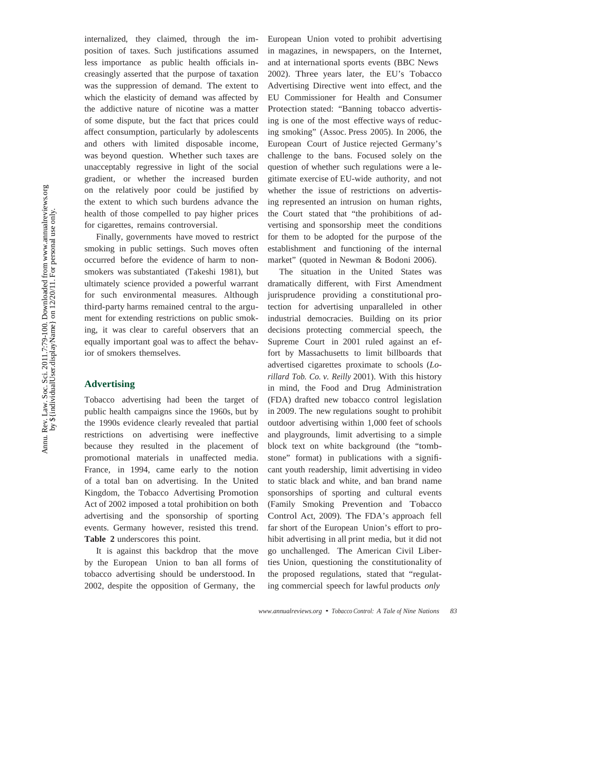internalized, they claimed, through the imposition of taxes. Such justifications assumed less importance as public health officials increasingly asserted that the purpose of taxation was the suppression of demand. The extent to which the elasticity of demand was affected by the addictive nature of nicotine was a matter of some dispute, but the fact that prices could affect consumption, particularly by adolescents and others with limited disposable income, was beyond question. Whether such taxes are unacceptably regressive in light of the social gradient, or whether the increased burden on the relatively poor could be justified by the extent to which such burdens advance the health of those compelled to pay higher prices for cigarettes, remains controversial.

Finally, governments have moved to restrict smoking in public settings. Such moves often occurred before the evidence of harm to nonsmokers was substantiated (Takeshi 1981), but ultimately science provided a powerful warrant for such environmental measures. Although third-party harms remained central to the argument for extending restrictions on public smoking, it was clear to careful observers that an equally important goal was to affect the behavior of smokers themselves.

## Advertising

Tobacco advertising had been the target of public health campaigns since the 1960s, but by the 1990s evidence clearly revealed that partial restrictions on advertising were ineffective because they resulted in the placement of promotional materials in unaffected media. France, in 1994, came early to the notion of a total ban on advertising. In the United Kingdom, the Tobacco Advertising Promotion Act of 2002 imposed a total prohibition on both advertising and the sponsorship of sporting events. Germany however, resisted this trend. **Table 2** underscores this point.

It is against this backdrop that the move by the European Union to ban all forms of tobacco advertising should be understood. In 2002, despite the opposition of Germany, the European Union voted to prohibit advertising in magazines, in newspapers, on the Internet, and at international sports events (BBC News 2002). Three years later, the EU's Tobacco Advertising Directive went into effect, and the EU Commissioner for Health and Consumer Protection stated: "Banning tobacco advertising is one of the most effective ways of reducing smoking" (Assoc. Press 2005). In 2006, the European Court of Justice rejected Germany's challenge to the bans. Focused solely on the question of whether such regulations were a legitimate exercise of EU-wide authority, and not whether the issue of restrictions on advertising represented an intrusion on human rights, the Court stated that "the prohibitions of advertising and sponsorship meet the conditions for them to be adopted for the purpose of the establishment and functioning of the internal market" (quoted in Newman & Bodoni 2006).

The situation in the United States was dramatically different, with First Amendment jurisprudence providing a constitutional protection for advertising unparalleled in other industrial democracies. Building on its prior decisions protecting commercial speech, the Supreme Court in 2001 ruled against an effort by Massachusetts to limit billboards that advertised cigarettes proximate to schools (*Lorillard Tob. Co. v. Reilly* 2001). With this history in mind, the Food and Drug Administration (FDA) drafted new tobacco control legislation in 2009. The new regulations sought to prohibit outdoor advertising within 1,000 feet of schools and playgrounds, limit advertising to a simple block text on white background (the "tombstone" format) in publications with a significant youth readership, limit advertising in video to static black and white, and ban brand name sponsorships of sporting and cultural events (Family Smoking Prevention and Tobacco Control Act, 2009). The FDA's approach fell far short of the European Union's effort to prohibit advertising in all print media, but it did not go unchallenged. The American Civil Liberties Union, questioning the constitutionality of the proposed regulations, stated that "regulating commercial speech for lawful products *only*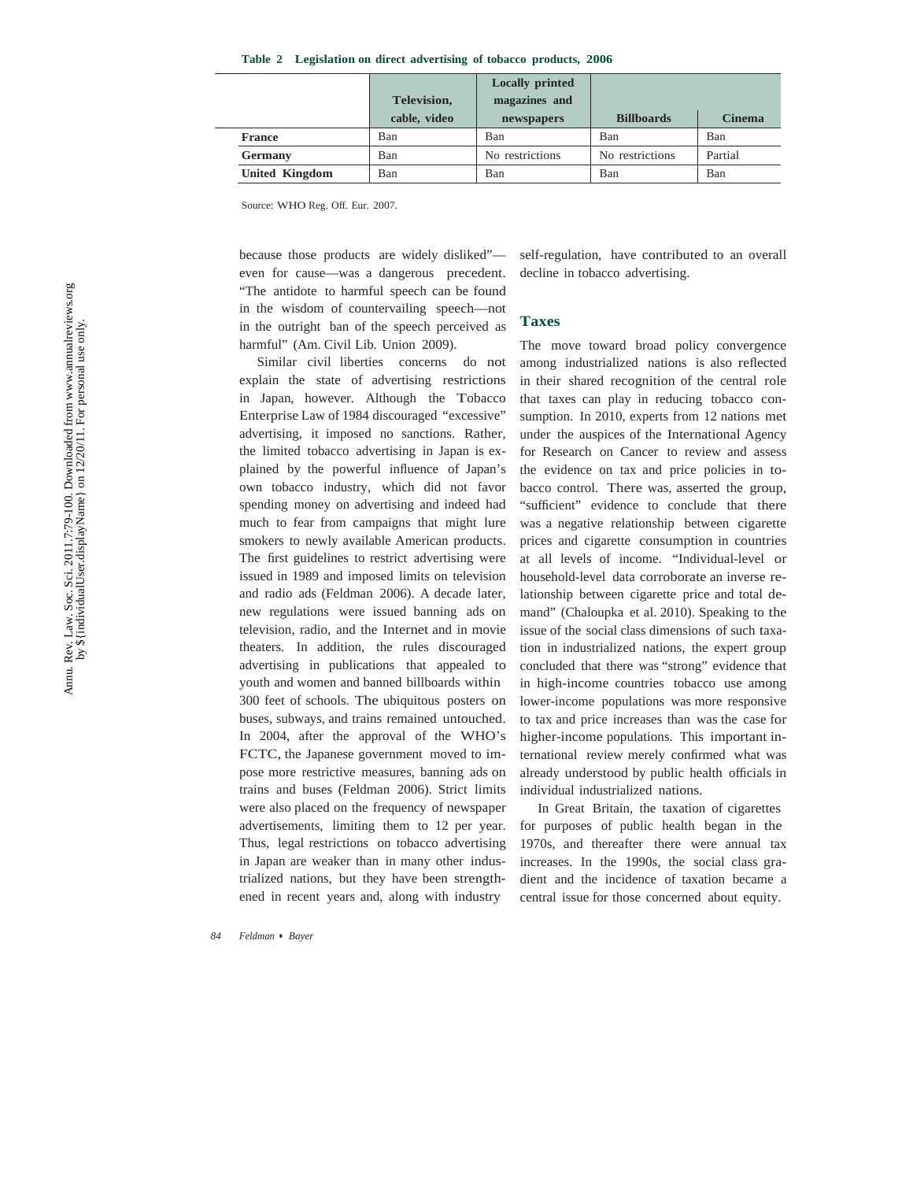**Table 2 Legislation on direct advertising of tobacco products, 2006**

| | Television, cable, video | Locally printed magazines and newspapers | Billboards | Cinema |
|---|---|---|---|---|
| **France** | Ban | Ban | Ban | Ban |
| **Germany** | Ban | No restrictions | No restrictions | Partial |
| **United Kingdom** | Ban | Ban | Ban | Ban |

Source: WHO Reg. Off. Eur. 2007.

because those products are widely disliked"—even for cause—was a dangerous precedent. "The antidote to harmful speech can be found in the wisdom of countervailing speech—not in the outright ban of the speech perceived as harmful" (Am. Civil Lib. Union 2009).

Similar civil liberties concerns do not explain the state of advertising restrictions in Japan, however. Although the Tobacco Enterprise Law of 1984 discouraged "excessive" advertising, it imposed no sanctions. Rather, the limited tobacco advertising in Japan is explained by the powerful influence of Japan's own tobacco industry, which did not favor spending money on advertising and indeed had much to fear from campaigns that might lure smokers to newly available American products. The first guidelines to restrict advertising were issued in 1989 and imposed limits on television and radio ads (Feldman 2006). A decade later, new regulations were issued banning ads on television, radio, and the Internet and in movie theaters. In addition, the rules discouraged advertising in publications that appealed to youth and women and banned billboards within 300 feet of schools. The ubiquitous posters on buses, subways, and trains remained untouched. In 2004, after the approval of the WHO's FCTC, the Japanese government moved to impose more restrictive measures, banning ads on trains and buses (Feldman 2006). Strict limits were also placed on the frequency of newspaper advertisements, limiting them to 12 per year. Thus, legal restrictions on tobacco advertising in Japan are weaker than in many other industrialized nations, but they have been strengthened in recent years and, along with industry self-regulation, have contributed to an overall decline in tobacco advertising.

## Taxes

The move toward broad policy convergence among industrialized nations is also reflected in their shared recognition of the central role that taxes can play in reducing tobacco consumption. In 2010, experts from 12 nations met under the auspices of the International Agency for Research on Cancer to review and assess the evidence on tax and price policies in tobacco control. There was, asserted the group, "sufficient" evidence to conclude that there was a negative relationship between cigarette prices and cigarette consumption in countries at all levels of income. "Individual-level or household-level data corroborate an inverse relationship between cigarette price and total demand" (Chaloupka et al. 2010). Speaking to the issue of the social class dimensions of such taxation in industrialized nations, the expert group concluded that there was "strong" evidence that in high-income countries tobacco use among lower-income populations was more responsive to tax and price increases than was the case for higher-income populations. This important international review merely confirmed what was already understood by public health officials in individual industrialized nations.

In Great Britain, the taxation of cigarettes for purposes of public health began in the 1970s, and thereafter there were annual tax increases. In the 1990s, the social class gradient and the incidence of taxation became a central issue for those concerned about equity.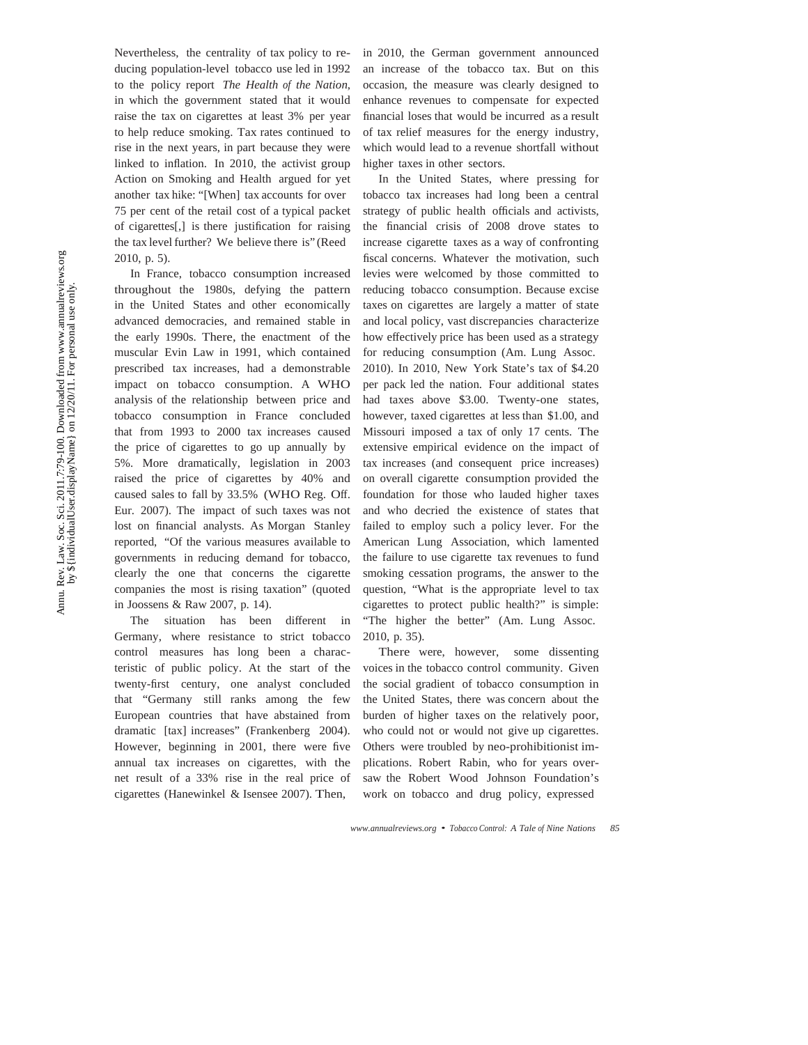Nevertheless, the centrality of tax policy to reducing population-level tobacco use led in 1992 to the policy report *The Health of the Nation*, in which the government stated that it would raise the tax on cigarettes at least 3% per year to help reduce smoking. Tax rates continued to rise in the next years, in part because they were linked to inflation. In 2010, the activist group Action on Smoking and Health argued for yet another tax hike: "[When] tax accounts for over 75 per cent of the retail cost of a typical packet of cigarettes[,] is there justification for raising the tax level further? We believe there is" (Reed 2010, p. 5).

In France, tobacco consumption increased throughout the 1980s, defying the pattern in the United States and other economically advanced democracies, and remained stable in the early 1990s. There, the enactment of the muscular Evin Law in 1991, which contained prescribed tax increases, had a demonstrable impact on tobacco consumption. A WHO analysis of the relationship between price and tobacco consumption in France concluded that from 1993 to 2000 tax increases caused the price of cigarettes to go up annually by 5%. More dramatically, legislation in 2003 raised the price of cigarettes by 40% and caused sales to fall by 33.5% (WHO Reg. Off. Eur. 2007). The impact of such taxes was not lost on financial analysts. As Morgan Stanley reported, "Of the various measures available to governments in reducing demand for tobacco, clearly the one that concerns the cigarette companies the most is rising taxation" (quoted in Joossens & Raw 2007, p. 14).

The situation has been different in Germany, where resistance to strict tobacco control measures has long been a characteristic of public policy. At the start of the twenty-first century, one analyst concluded that "Germany still ranks among the few European countries that have abstained from dramatic [tax] increases" (Frankenberg 2004). However, beginning in 2001, there were five annual tax increases on cigarettes, with the net result of a 33% rise in the real price of cigarettes (Hanewinkel & Isensee 2007). Then, in 2010, the German government announced an increase of the tobacco tax. But on this occasion, the measure was clearly designed to enhance revenues to compensate for expected financial loses that would be incurred as a result of tax relief measures for the energy industry, which would lead to a revenue shortfall without higher taxes in other sectors.

In the United States, where pressing for tobacco tax increases had long been a central strategy of public health officials and activists, the financial crisis of 2008 drove states to increase cigarette taxes as a way of confronting fiscal concerns. Whatever the motivation, such levies were welcomed by those committed to reducing tobacco consumption. Because excise taxes on cigarettes are largely a matter of state and local policy, vast discrepancies characterize how effectively price has been used as a strategy for reducing consumption (Am. Lung Assoc. 2010). In 2010, New York State's tax of $4.20 per pack led the nation. Four additional states had taxes above $3.00. Twenty-one states, however, taxed cigarettes at less than $1.00, and Missouri imposed a tax of only 17 cents. The extensive empirical evidence on the impact of tax increases (and consequent price increases) on overall cigarette consumption provided the foundation for those who lauded higher taxes and who decried the existence of states that failed to employ such a policy lever. For the American Lung Association, which lamented the failure to use cigarette tax revenues to fund smoking cessation programs, the answer to the question, "What is the appropriate level to tax cigarettes to protect public health?" is simple: "The higher the better" (Am. Lung Assoc. 2010, p. 35).

There were, however, some dissenting voices in the tobacco control community. Given the social gradient of tobacco consumption in the United States, there was concern about the burden of higher taxes on the relatively poor, who could not or would not give up cigarettes. Others were troubled by neo-prohibitionist implications. Robert Rabin, who for years oversaw the Robert Wood Johnson Foundation's work on tobacco and drug policy, expressed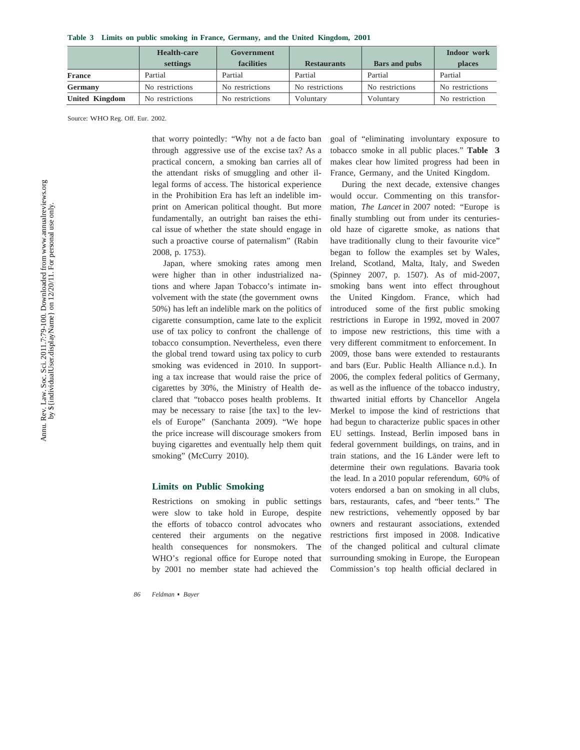**Table 3 Limits on public smoking in France, Germany, and the United Kingdom, 2001**

| | Health-care settings | Government facilities | Restaurants | Bars and pubs | Indoor work places |
|---|---|---|---|---|---|
| **France** | Partial | Partial | Partial | Partial | Partial |
| **Germany** | No restrictions | No restrictions | No restrictions | No restrictions | No restrictions |
| **United Kingdom** | No restrictions | No restrictions | Voluntary | Voluntary | No restriction |

Source: WHO Reg. Off. Eur. 2002.

that worry pointedly: "Why not a de facto ban through aggressive use of the excise tax? As a practical concern, a smoking ban carries all of the attendant risks of smuggling and other illegal forms of access. The historical experience in the Prohibition Era has left an indelible imprint on American political thought. But more fundamentally, an outright ban raises the ethical issue of whether the state should engage in such a proactive course of paternalism" (Rabin 2008, p. 1753).

Japan, where smoking rates among men were higher than in other industrialized nations and where Japan Tobacco's intimate involvement with the state (the government owns 50%) has left an indelible mark on the politics of cigarette consumption, came late to the explicit use of tax policy to confront the challenge of tobacco consumption. Nevertheless, even there the global trend toward using tax policy to curb smoking was evidenced in 2010. In supporting a tax increase that would raise the price of cigarettes by 30%, the Ministry of Health declared that "tobacco poses health problems. It may be necessary to raise [the tax] to the levels of Europe" (Sanchanta 2009). "We hope the price increase will discourage smokers from buying cigarettes and eventually help them quit smoking" (McCurry 2010).

## Limits on Public Smoking

Restrictions on smoking in public settings were slow to take hold in Europe, despite the efforts of tobacco control advocates who centered their arguments on the negative health consequences for nonsmokers. The WHO's regional office for Europe noted that by 2001 no member state had achieved the goal of "eliminating involuntary exposure to tobacco smoke in all public places." **Table 3** makes clear how limited progress had been in France, Germany, and the United Kingdom.

During the next decade, extensive changes would occur. Commenting on this transformation, *The Lancet* in 2007 noted: "Europe is finally stumbling out from under its centuries-old haze of cigarette smoke, as nations that have traditionally clung to their favourite vice" began to follow the examples set by Wales, Ireland, Scotland, Malta, Italy, and Sweden (Spinney 2007, p. 1507). As of mid-2007, smoking bans went into effect throughout the United Kingdom. France, which had introduced some of the first public smoking restrictions in Europe in 1992, moved in 2007 to impose new restrictions, this time with a very different commitment to enforcement. In 2009, those bans were extended to restaurants and bars (Eur. Public Health Alliance n.d.). In 2006, the complex federal politics of Germany, as well as the influence of the tobacco industry, thwarted initial efforts by Chancellor Angela Merkel to impose the kind of restrictions that had begun to characterize public spaces in other EU settings. Instead, Berlin imposed bans in federal government buildings, on trains, and in train stations, and the 16 Länder were left to determine their own regulations. Bavaria took the lead. In a 2010 popular referendum, 60% of voters endorsed a ban on smoking in all clubs, bars, restaurants, cafes, and "beer tents." The new restrictions, vehemently opposed by bar owners and restaurant associations, extended restrictions first imposed in 2008. Indicative of the changed political and cultural climate surrounding smoking in Europe, the European Commission's top health official declared in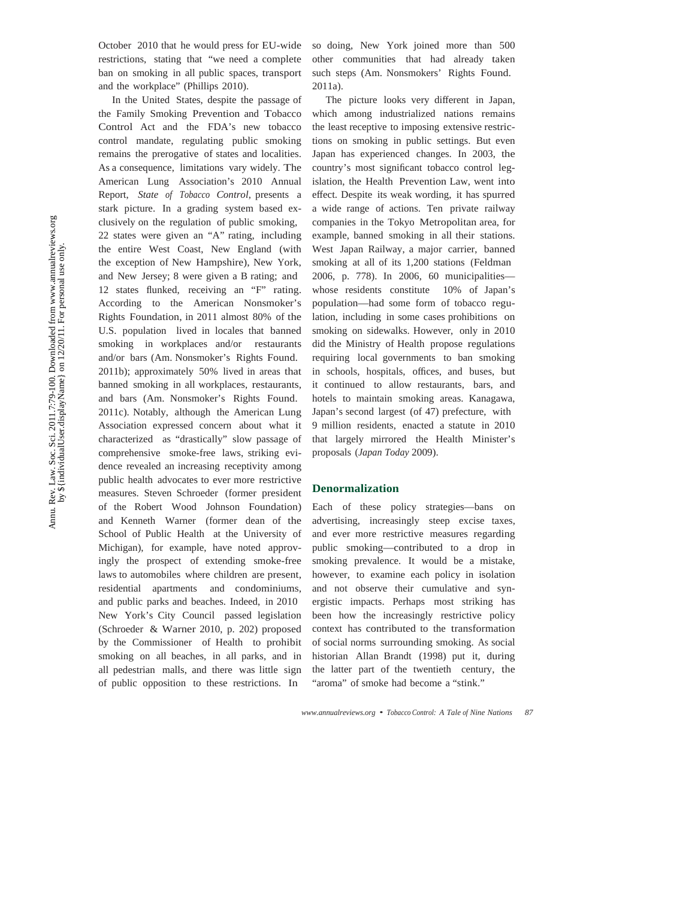October 2010 that he would press for EU-wide restrictions, stating that "we need a complete ban on smoking in all public spaces, transport and the workplace" (Phillips 2010).

In the United States, despite the passage of the Family Smoking Prevention and Tobacco Control Act and the FDA's new tobacco control mandate, regulating public smoking remains the prerogative of states and localities. As a consequence, limitations vary widely. The American Lung Association's 2010 Annual Report, *State of Tobacco Control*, presents a stark picture. In a grading system based exclusively on the regulation of public smoking, 22 states were given an "A" rating, including the entire West Coast, New England (with the exception of New Hampshire), New York, and New Jersey; 8 were given a B rating; and 12 states flunked, receiving an "F" rating. According to the American Nonsmoker's Rights Foundation, in 2011 almost 80% of the U.S. population lived in locales that banned smoking in workplaces and/or restaurants and/or bars (Am. Nonsmoker's Rights Found. 2011b); approximately 50% lived in areas that banned smoking in all workplaces, restaurants, and bars (Am. Nonsmoker's Rights Found. 2011c). Notably, although the American Lung Association expressed concern about what it characterized as "drastically" slow passage of comprehensive smoke-free laws, striking evidence revealed an increasing receptivity among public health advocates to ever more restrictive measures. Steven Schroeder (former president of the Robert Wood Johnson Foundation) and Kenneth Warner (former dean of the School of Public Health at the University of Michigan), for example, have noted approvingly the prospect of extending smoke-free laws to automobiles where children are present, residential apartments and condominiums, and public parks and beaches. Indeed, in 2010 New York's City Council passed legislation (Schroeder & Warner 2010, p. 202) proposed by the Commissioner of Health to prohibit smoking on all beaches, in all parks, and in all pedestrian malls, and there was little sign of public opposition to these restrictions. In so doing, New York joined more than 500 other communities that had already taken such steps (Am. Nonsmokers' Rights Found. 2011a).

The picture looks very different in Japan, which among industrialized nations remains the least receptive to imposing extensive restrictions on smoking in public settings. But even Japan has experienced changes. In 2003, the country's most significant tobacco control legislation, the Health Prevention Law, went into effect. Despite its weak wording, it has spurred a wide range of actions. Ten private railway companies in the Tokyo Metropolitan area, for example, banned smoking in all their stations. West Japan Railway, a major carrier, banned smoking at all of its 1,200 stations (Feldman 2006, p. 778). In 2006, 60 municipalities—whose residents constitute 10% of Japan's population—had some form of tobacco regulation, including in some cases prohibitions on smoking on sidewalks. However, only in 2010 did the Ministry of Health propose regulations requiring local governments to ban smoking in schools, hospitals, offices, and buses, but it continued to allow restaurants, bars, and hotels to maintain smoking areas. Kanagawa, Japan's second largest (of 47) prefecture, with 9 million residents, enacted a statute in 2010 that largely mirrored the Health Minister's proposals (*Japan Today* 2009).

## Denormalization

Each of these policy strategies—bans on advertising, increasingly steep excise taxes, and ever more restrictive measures regarding public smoking—contributed to a drop in smoking prevalence. It would be a mistake, however, to examine each policy in isolation and not observe their cumulative and synergistic impacts. Perhaps most striking has been how the increasingly restrictive policy context has contributed to the transformation of social norms surrounding smoking. As social historian Allan Brandt (1998) put it, during the latter part of the twentieth century, the "aroma" of smoke had become a "stink."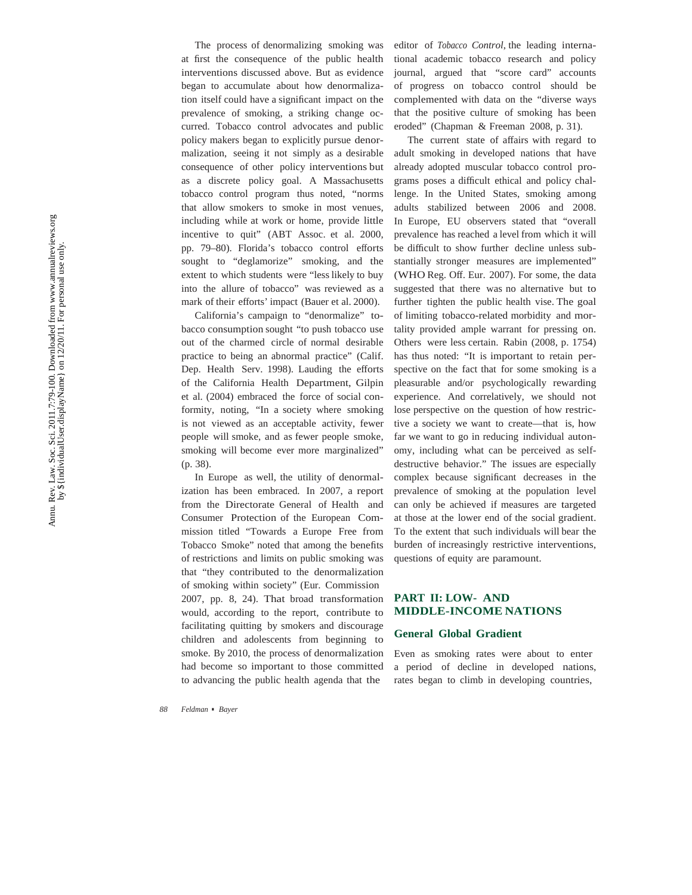The process of denormalizing smoking was at first the consequence of the public health interventions discussed above. But as evidence began to accumulate about how denormalization itself could have a significant impact on the prevalence of smoking, a striking change occurred. Tobacco control advocates and public policy makers began to explicitly pursue denormalization, seeing it not simply as a desirable consequence of other policy interventions but as a discrete policy goal. A Massachusetts tobacco control program thus noted, "norms that allow smokers to smoke in most venues, including while at work or home, provide little incentive to quit" (ABT Assoc. et al. 2000, pp. 79–80). Florida's tobacco control efforts sought to "deglamorize" smoking, and the extent to which students were "less likely to buy into the allure of tobacco" was reviewed as a mark of their efforts' impact (Bauer et al. 2000).

California's campaign to "denormalize" tobacco consumption sought "to push tobacco use out of the charmed circle of normal desirable practice to being an abnormal practice" (Calif. Dep. Health Serv. 1998). Lauding the efforts of the California Health Department, Gilpin et al. (2004) embraced the force of social conformity, noting, "In a society where smoking is not viewed as an acceptable activity, fewer people will smoke, and as fewer people smoke, smoking will become ever more marginalized" (p. 38).

In Europe as well, the utility of denormalization has been embraced. In 2007, a report from the Directorate General of Health and Consumer Protection of the European Commission titled "Towards a Europe Free from Tobacco Smoke" noted that among the benefits of restrictions and limits on public smoking was that "they contributed to the denormalization of smoking within society" (Eur. Commission 2007, pp. 8, 24). That broad transformation would, according to the report, contribute to facilitating quitting by smokers and discourage children and adolescents from beginning to smoke. By 2010, the process of denormalization had become so important to those committed to advancing the public health agenda that the editor of *Tobacco Control*, the leading international academic tobacco research and policy journal, argued that "score card" accounts of progress on tobacco control should be complemented with data on the "diverse ways that the positive culture of smoking has been eroded" (Chapman & Freeman 2008, p. 31).

The current state of affairs with regard to adult smoking in developed nations that have already adopted muscular tobacco control programs poses a difficult ethical and policy challenge. In the United States, smoking among adults stabilized between 2006 and 2008. In Europe, EU observers stated that "overall prevalence has reached a level from which it will be difficult to show further decline unless substantially stronger measures are implemented" (WHO Reg. Off. Eur. 2007). For some, the data suggested that there was no alternative but to further tighten the public health vise. The goal of limiting tobacco-related morbidity and mortality provided ample warrant for pressing on. Others were less certain. Rabin (2008, p. 1754) has thus noted: "It is important to retain perspective on the fact that for some smoking is a pleasurable and/or psychologically rewarding experience. And correlatively, we should not lose perspective on the question of how restrictive a society we want to create—that is, how far we want to go in reducing individual autonomy, including what can be perceived as self-destructive behavior." The issues are especially complex because significant decreases in the prevalence of smoking at the population level can only be achieved if measures are targeted at those at the lower end of the social gradient. To the extent that such individuals will bear the burden of increasingly restrictive interventions, questions of equity are paramount.

## PART II: LOW- AND MIDDLE-INCOME NATIONS

### General Global Gradient

Even as smoking rates were about to enter a period of decline in developed nations, rates began to climb in developing countries,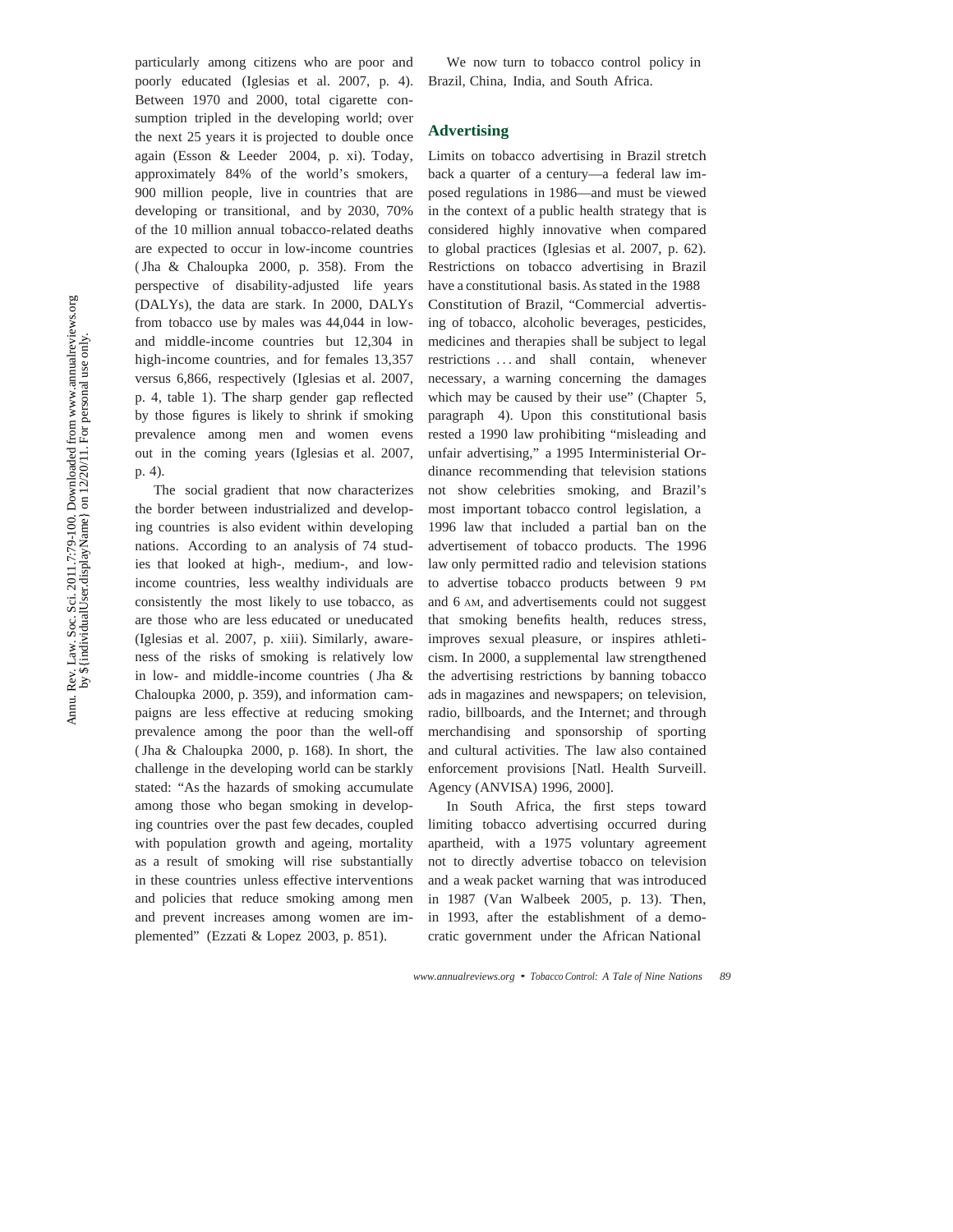particularly among citizens who are poor and poorly educated (Iglesias et al. 2007, p. 4). Between 1970 and 2000, total cigarette consumption tripled in the developing world; over the next 25 years it is projected to double once again (Esson & Leeder 2004, p. xi). Today, approximately 84% of the world's smokers, 900 million people, live in countries that are developing or transitional, and by 2030, 70% of the 10 million annual tobacco-related deaths are expected to occur in low-income countries (Jha & Chaloupka 2000, p. 358). From the perspective of disability-adjusted life years (DALYs), the data are stark. In 2000, DALYs from tobacco use by males was 44,044 in low- and middle-income countries but 12,304 in high-income countries, and for females 13,357 versus 6,866, respectively (Iglesias et al. 2007, p. 4, table 1). The sharp gender gap reflected by those figures is likely to shrink if smoking prevalence among men and women evens out in the coming years (Iglesias et al. 2007, p. 4).

The social gradient that now characterizes the border between industrialized and developing countries is also evident within developing nations. According to an analysis of 74 studies that looked at high-, medium-, and low-income countries, less wealthy individuals are consistently the most likely to use tobacco, as are those who are less educated or uneducated (Iglesias et al. 2007, p. xiii). Similarly, awareness of the risks of smoking is relatively low in low- and middle-income countries (Jha & Chaloupka 2000, p. 359), and information campaigns are less effective at reducing smoking prevalence among the poor than the well-off (Jha & Chaloupka 2000, p. 168). In short, the challenge in the developing world can be starkly stated: "As the hazards of smoking accumulate among those who began smoking in developing countries over the past few decades, coupled with population growth and ageing, mortality as a result of smoking will rise substantially in these countries unless effective interventions and policies that reduce smoking among men and prevent increases among women are implemented" (Ezzati & Lopez 2003, p. 851).

We now turn to tobacco control policy in Brazil, China, India, and South Africa.

## Advertising

Limits on tobacco advertising in Brazil stretch back a quarter of a century—a federal law imposed regulations in 1986—and must be viewed in the context of a public health strategy that is considered highly innovative when compared to global practices (Iglesias et al. 2007, p. 62). Restrictions on tobacco advertising in Brazil have a constitutional basis. As stated in the 1988 Constitution of Brazil, "Commercial advertising of tobacco, alcoholic beverages, pesticides, medicines and therapies shall be subject to legal restrictions ... and shall contain, whenever necessary, a warning concerning the damages which may be caused by their use" (Chapter 5, paragraph 4). Upon this constitutional basis rested a 1990 law prohibiting "misleading and unfair advertising," a 1995 Interministerial Ordinance recommending that television stations not show celebrities smoking, and Brazil's most important tobacco control legislation, a 1996 law that included a partial ban on the advertisement of tobacco products. The 1996 law only permitted radio and television stations to advertise tobacco products between 9 PM and 6 AM, and advertisements could not suggest that smoking benefits health, reduces stress, improves sexual pleasure, or inspires athleticism. In 2000, a supplemental law strengthened the advertising restrictions by banning tobacco ads in magazines and newspapers; on television, radio, billboards, and the Internet; and through merchandising and sponsorship of sporting and cultural activities. The law also contained enforcement provisions [Natl. Health Surveill. Agency (ANVISA) 1996, 2000].

In South Africa, the first steps toward limiting tobacco advertising occurred during apartheid, with a 1975 voluntary agreement not to directly advertise tobacco on television and a weak packet warning that was introduced in 1987 (Van Walbeek 2005, p. 13). Then, in 1993, after the establishment of a democratic government under the African National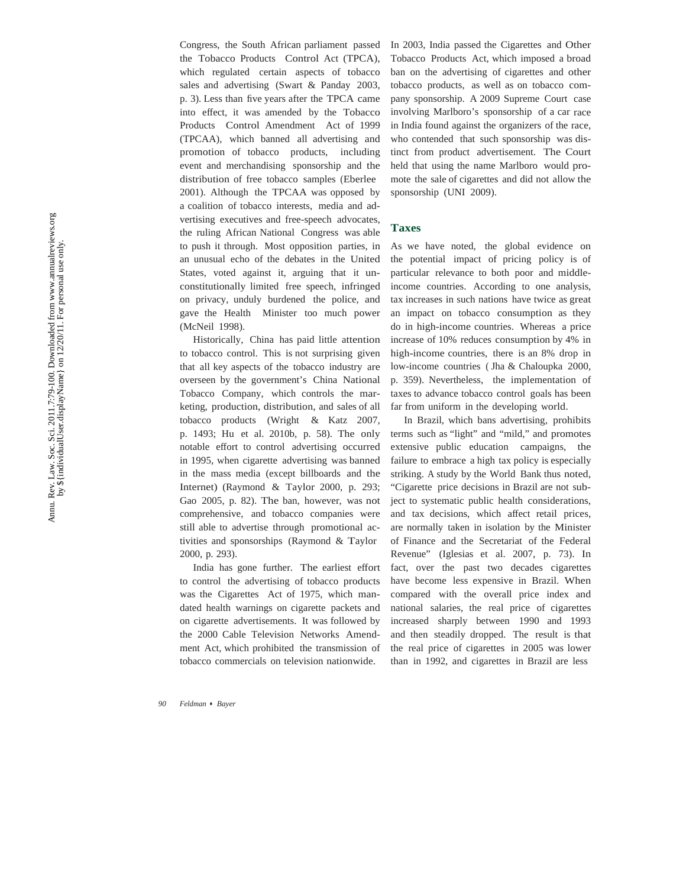Congress, the South African parliament passed the Tobacco Products Control Act (TPCA), which regulated certain aspects of tobacco sales and advertising (Swart & Panday 2003, p. 3). Less than five years after the TPCA came into effect, it was amended by the Tobacco Products Control Amendment Act of 1999 (TPCAA), which banned all advertising and promotion of tobacco products, including event and merchandising sponsorship and the distribution of free tobacco samples (Eberlee 2001). Although the TPCAA was opposed by a coalition of tobacco interests, media and advertising executives and free-speech advocates, the ruling African National Congress was able to push it through. Most opposition parties, in an unusual echo of the debates in the United States, voted against it, arguing that it unconstitutionally limited free speech, infringed on privacy, unduly burdened the police, and gave the Health Minister too much power (McNeil 1998).

Historically, China has paid little attention to tobacco control. This is not surprising given that all key aspects of the tobacco industry are overseen by the government's China National Tobacco Company, which controls the marketing, production, distribution, and sales of all tobacco products (Wright & Katz 2007, p. 1493; Hu et al. 2010b, p. 58). The only notable effort to control advertising occurred in 1995, when cigarette advertising was banned in the mass media (except billboards and the Internet) (Raymond & Taylor 2000, p. 293; Gao 2005, p. 82). The ban, however, was not comprehensive, and tobacco companies were still able to advertise through promotional activities and sponsorships (Raymond & Taylor 2000, p. 293).

India has gone further. The earliest effort to control the advertising of tobacco products was the Cigarettes Act of 1975, which mandated health warnings on cigarette packets and on cigarette advertisements. It was followed by the 2000 Cable Television Networks Amendment Act, which prohibited the transmission of tobacco commercials on television nationwide. In 2003, India passed the Cigarettes and Other Tobacco Products Act, which imposed a broad ban on the advertising of cigarettes and other tobacco products, as well as on tobacco company sponsorship. A 2009 Supreme Court case involving Marlboro's sponsorship of a car race in India found against the organizers of the race, who contended that such sponsorship was distinct from product advertisement. The Court held that using the name Marlboro would promote the sale of cigarettes and did not allow the sponsorship (UNI 2009).

## Taxes

As we have noted, the global evidence on the potential impact of pricing policy is of particular relevance to both poor and middle-income countries. According to one analysis, tax increases in such nations have twice as great an impact on tobacco consumption as they do in high-income countries. Whereas a price increase of 10% reduces consumption by 4% in high-income countries, there is an 8% drop in low-income countries (Jha & Chaloupka 2000, p. 359). Nevertheless, the implementation of taxes to advance tobacco control goals has been far from uniform in the developing world.

In Brazil, which bans advertising, prohibits terms such as "light" and "mild," and promotes extensive public education campaigns, the failure to embrace a high tax policy is especially striking. A study by the World Bank thus noted, "Cigarette price decisions in Brazil are not subject to systematic public health considerations, and tax decisions, which affect retail prices, are normally taken in isolation by the Minister of Finance and the Secretariat of the Federal Revenue" (Iglesias et al. 2007, p. 73). In fact, over the past two decades cigarettes have become less expensive in Brazil. When compared with the overall price index and national salaries, the real price of cigarettes increased sharply between 1990 and 1993 and then steadily dropped. The result is that the real price of cigarettes in 2005 was lower than in 1992, and cigarettes in Brazil are less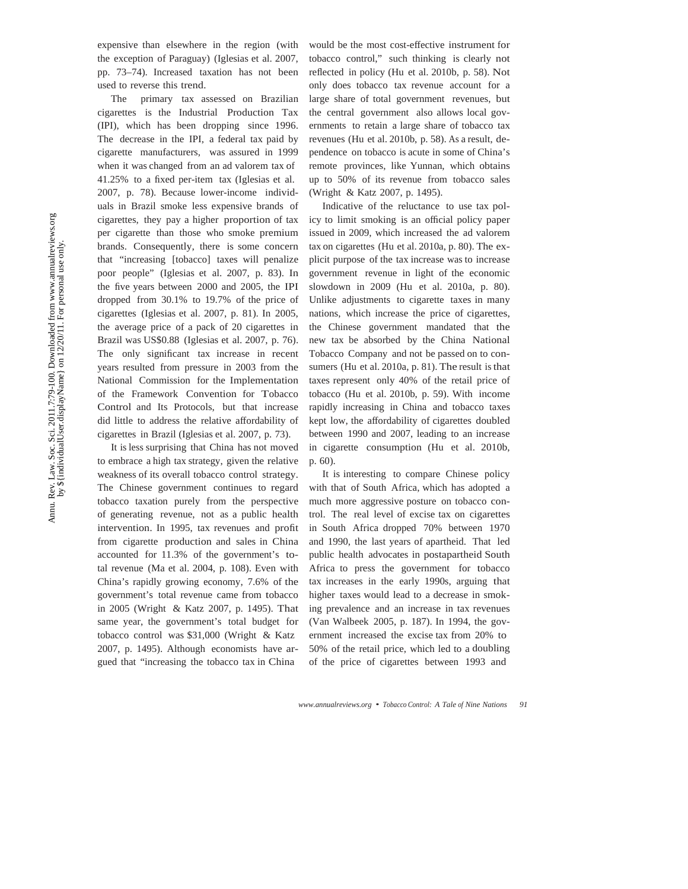expensive than elsewhere in the region (with the exception of Paraguay) (Iglesias et al. 2007, pp. 73–74). Increased taxation has not been used to reverse this trend.

The primary tax assessed on Brazilian cigarettes is the Industrial Production Tax (IPI), which has been dropping since 1996. The decrease in the IPI, a federal tax paid by cigarette manufacturers, was assured in 1999 when it was changed from an ad valorem tax of 41.25% to a fixed per-item tax (Iglesias et al. 2007, p. 78). Because lower-income individuals in Brazil smoke less expensive brands of cigarettes, they pay a higher proportion of tax per cigarette than those who smoke premium brands. Consequently, there is some concern that "increasing [tobacco] taxes will penalize poor people" (Iglesias et al. 2007, p. 83). In the five years between 2000 and 2005, the IPI dropped from 30.1% to 19.7% of the price of cigarettes (Iglesias et al. 2007, p. 81). In 2005, the average price of a pack of 20 cigarettes in Brazil was US$0.88 (Iglesias et al. 2007, p. 76). The only significant tax increase in recent years resulted from pressure in 2003 from the National Commission for the Implementation of the Framework Convention for Tobacco Control and Its Protocols, but that increase did little to address the relative affordability of cigarettes in Brazil (Iglesias et al. 2007, p. 73).

It is less surprising that China has not moved to embrace a high tax strategy, given the relative weakness of its overall tobacco control strategy. The Chinese government continues to regard tobacco taxation purely from the perspective of generating revenue, not as a public health intervention. In 1995, tax revenues and profit from cigarette production and sales in China accounted for 11.3% of the government's total revenue (Ma et al. 2004, p. 108). Even with China's rapidly growing economy, 7.6% of the government's total revenue came from tobacco in 2005 (Wright & Katz 2007, p. 1495). That same year, the government's total budget for tobacco control was $31,000 (Wright & Katz 2007, p. 1495). Although economists have argued that "increasing the tobacco tax in China would be the most cost-effective instrument for tobacco control," such thinking is clearly not reflected in policy (Hu et al. 2010b, p. 58). Not only does tobacco tax revenue account for a large share of total government revenues, but the central government also allows local governments to retain a large share of tobacco tax revenues (Hu et al. 2010b, p. 58). As a result, dependence on tobacco is acute in some of China's remote provinces, like Yunnan, which obtains up to 50% of its revenue from tobacco sales (Wright & Katz 2007, p. 1495).

Indicative of the reluctance to use tax policy to limit smoking is an official policy paper issued in 2009, which increased the ad valorem tax on cigarettes (Hu et al. 2010a, p. 80). The explicit purpose of the tax increase was to increase government revenue in light of the economic slowdown in 2009 (Hu et al. 2010a, p. 80). Unlike adjustments to cigarette taxes in many nations, which increase the price of cigarettes, the Chinese government mandated that the new tax be absorbed by the China National Tobacco Company and not be passed on to consumers (Hu et al. 2010a, p. 81). The result is that taxes represent only 40% of the retail price of tobacco (Hu et al. 2010b, p. 59). With income rapidly increasing in China and tobacco taxes kept low, the affordability of cigarettes doubled between 1990 and 2007, leading to an increase in cigarette consumption (Hu et al. 2010b, p. 60).

It is interesting to compare Chinese policy with that of South Africa, which has adopted a much more aggressive posture on tobacco control. The real level of excise tax on cigarettes in South Africa dropped 70% between 1970 and 1990, the last years of apartheid. That led public health advocates in postapartheid South Africa to press the government for tobacco tax increases in the early 1990s, arguing that higher taxes would lead to a decrease in smoking prevalence and an increase in tax revenues (Van Walbeek 2005, p. 187). In 1994, the government increased the excise tax from 20% to 50% of the retail price, which led to a doubling of the price of cigarettes between 1993 and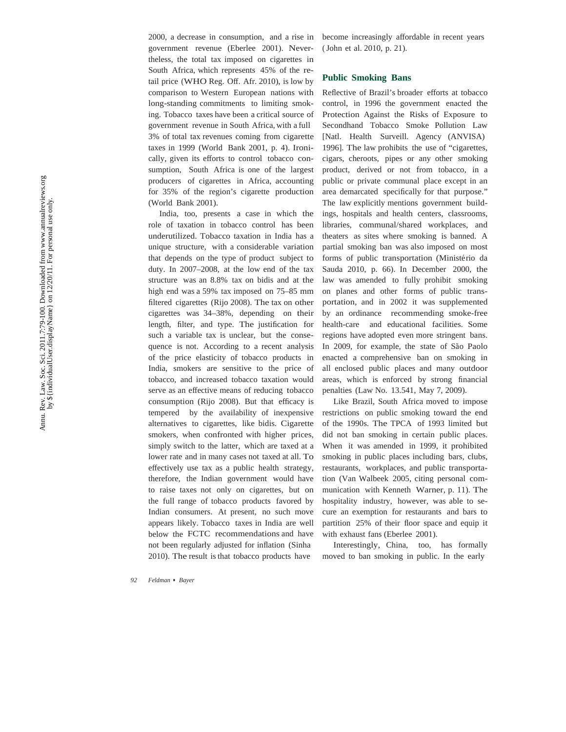2000, a decrease in consumption, and a rise in government revenue (Eberlee 2001). Nevertheless, the total tax imposed on cigarettes in South Africa, which represents 45% of the retail price (WHO Reg. Off. Afr. 2010), is low by comparison to Western European nations with long-standing commitments to limiting smoking. Tobacco taxes have been a critical source of government revenue in South Africa, with a full 3% of total tax revenues coming from cigarette taxes in 1999 (World Bank 2001, p. 4). Ironically, given its efforts to control tobacco consumption, South Africa is one of the largest producers of cigarettes in Africa, accounting for 35% of the region's cigarette production (World Bank 2001).

India, too, presents a case in which the role of taxation in tobacco control has been underutilized. Tobacco taxation in India has a unique structure, with a considerable variation that depends on the type of product subject to duty. In 2007–2008, at the low end of the tax structure was an 8.8% tax on bidis and at the high end was a 59% tax imposed on 75–85 mm filtered cigarettes (Rijo 2008). The tax on other cigarettes was 34–38%, depending on their length, filter, and type. The justification for such a variable tax is unclear, but the consequence is not. According to a recent analysis of the price elasticity of tobacco products in India, smokers are sensitive to the price of tobacco, and increased tobacco taxation would serve as an effective means of reducing tobacco consumption (Rijo 2008). But that efficacy is tempered by the availability of inexpensive alternatives to cigarettes, like bidis. Cigarette smokers, when confronted with higher prices, simply switch to the latter, which are taxed at a lower rate and in many cases not taxed at all. To effectively use tax as a public health strategy, therefore, the Indian government would have to raise taxes not only on cigarettes, but on the full range of tobacco products favored by Indian consumers. At present, no such move appears likely. Tobacco taxes in India are well below the FCTC recommendations and have not been regularly adjusted for inflation (Sinha 2010). The result is that tobacco products have become increasingly affordable in recent years (John et al. 2010, p. 21).

## Public Smoking Bans

Reflective of Brazil's broader efforts at tobacco control, in 1996 the government enacted the Protection Against the Risks of Exposure to Secondhand Tobacco Smoke Pollution Law [Natl. Health Surveill. Agency (ANVISA) 1996]. The law prohibits the use of "cigarettes, cigars, cheroots, pipes or any other smoking product, derived or not from tobacco, in a public or private communal place except in an area demarcated specifically for that purpose." The law explicitly mentions government buildings, hospitals and health centers, classrooms, libraries, communal/shared workplaces, and theaters as sites where smoking is banned. A partial smoking ban was also imposed on most forms of public transportation (Ministério da Sauda 2010, p. 66). In December 2000, the law was amended to fully prohibit smoking on planes and other forms of public transportation, and in 2002 it was supplemented by an ordinance recommending smoke-free health-care and educational facilities. Some regions have adopted even more stringent bans. In 2009, for example, the state of São Paolo enacted a comprehensive ban on smoking in all enclosed public places and many outdoor areas, which is enforced by strong financial penalties (Law No. 13.541, May 7, 2009).

Like Brazil, South Africa moved to impose restrictions on public smoking toward the end of the 1990s. The TPCA of 1993 limited but did not ban smoking in certain public places. When it was amended in 1999, it prohibited smoking in public places including bars, clubs, restaurants, workplaces, and public transportation (Van Walbeek 2005, citing personal communication with Kenneth Warner, p. 11). The hospitality industry, however, was able to secure an exemption for restaurants and bars to partition 25% of their floor space and equip it with exhaust fans (Eberlee 2001).

Interestingly, China, too, has formally moved to ban smoking in public. In the early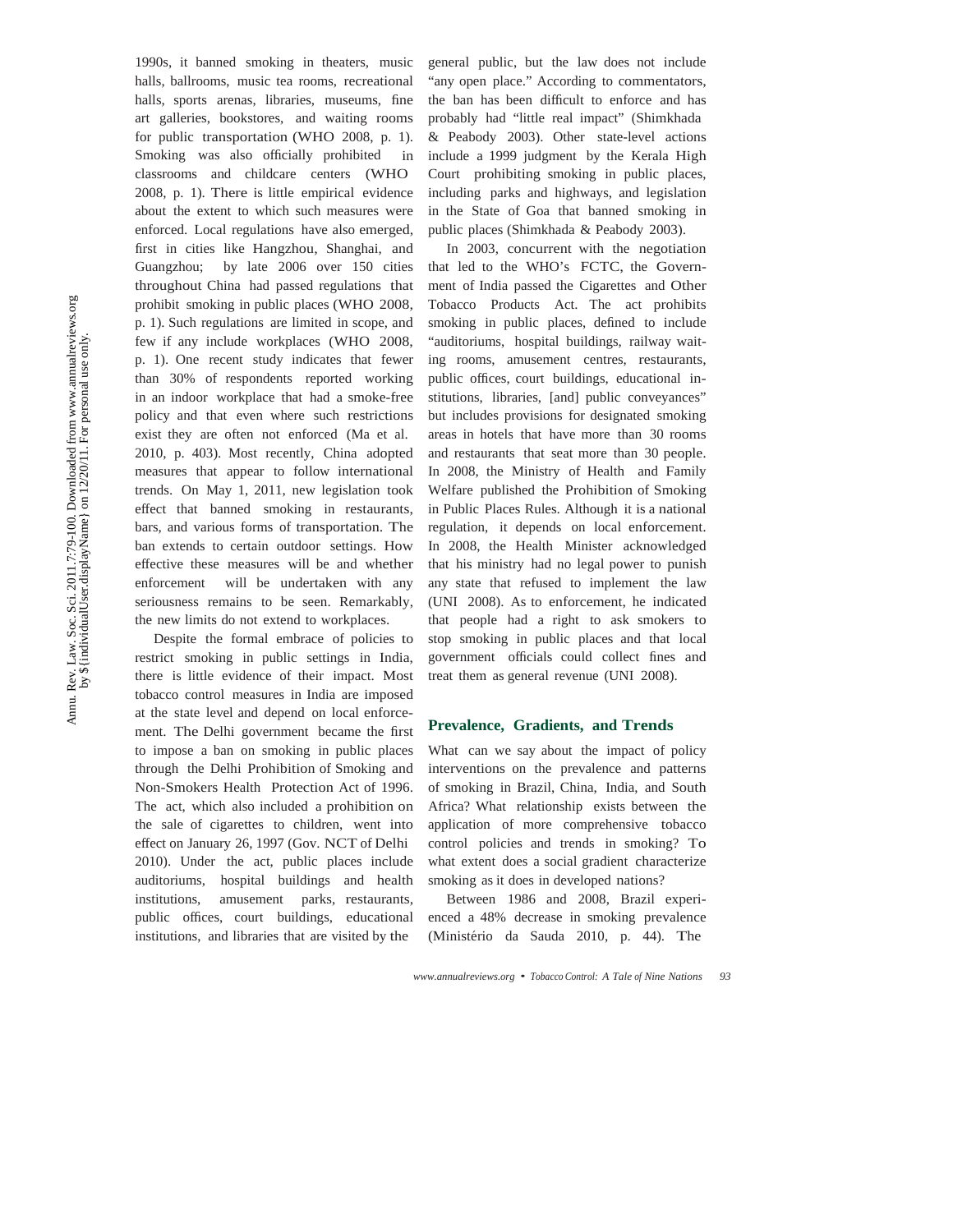1990s, it banned smoking in theaters, music halls, ballrooms, music tea rooms, recreational halls, sports arenas, libraries, museums, fine art galleries, bookstores, and waiting rooms for public transportation (WHO 2008, p. 1). Smoking was also officially prohibited in classrooms and childcare centers (WHO 2008, p. 1). There is little empirical evidence about the extent to which such measures were enforced. Local regulations have also emerged, first in cities like Hangzhou, Shanghai, and Guangzhou; by late 2006 over 150 cities throughout China had passed regulations that prohibit smoking in public places (WHO 2008, p. 1). Such regulations are limited in scope, and few if any include workplaces (WHO 2008, p. 1). One recent study indicates that fewer than 30% of respondents reported working in an indoor workplace that had a smoke-free policy and that even where such restrictions exist they are often not enforced (Ma et al. 2010, p. 403). Most recently, China adopted measures that appear to follow international trends. On May 1, 2011, new legislation took effect that banned smoking in restaurants, bars, and various forms of transportation. The ban extends to certain outdoor settings. How effective these measures will be and whether enforcement will be undertaken with any seriousness remains to be seen. Remarkably, the new limits do not extend to workplaces.

Despite the formal embrace of policies to restrict smoking in public settings in India, there is little evidence of their impact. Most tobacco control measures in India are imposed at the state level and depend on local enforcement. The Delhi government became the first to impose a ban on smoking in public places through the Delhi Prohibition of Smoking and Non-Smokers Health Protection Act of 1996. The act, which also included a prohibition on the sale of cigarettes to children, went into effect on January 26, 1997 (Gov. NCT of Delhi 2010). Under the act, public places include auditoriums, hospital buildings and health institutions, amusement parks, restaurants, public offices, court buildings, educational institutions, and libraries that are visited by the general public, but the law does not include "any open place." According to commentators, the ban has been difficult to enforce and has probably had "little real impact" (Shimkhada & Peabody 2003). Other state-level actions include a 1999 judgment by the Kerala High Court prohibiting smoking in public places, including parks and highways, and legislation in the State of Goa that banned smoking in public places (Shimkhada & Peabody 2003).

In 2003, concurrent with the negotiation that led to the WHO's FCTC, the Government of India passed the Cigarettes and Other Tobacco Products Act. The act prohibits smoking in public places, defined to include "auditoriums, hospital buildings, railway waiting rooms, amusement centres, restaurants, public offices, court buildings, educational institutions, libraries, [and] public conveyances" but includes provisions for designated smoking areas in hotels that have more than 30 rooms and restaurants that seat more than 30 people. In 2008, the Ministry of Health and Family Welfare published the Prohibition of Smoking in Public Places Rules. Although it is a national regulation, it depends on local enforcement. In 2008, the Health Minister acknowledged that his ministry had no legal power to punish any state that refused to implement the law (UNI 2008). As to enforcement, he indicated that people had a right to ask smokers to stop smoking in public places and that local government officials could collect fines and treat them as general revenue (UNI 2008).

## Prevalence, Gradients, and Trends

What can we say about the impact of policy interventions on the prevalence and patterns of smoking in Brazil, China, India, and South Africa? What relationship exists between the application of more comprehensive tobacco control policies and trends in smoking? To what extent does a social gradient characterize smoking as it does in developed nations?

Between 1986 and 2008, Brazil experienced a 48% decrease in smoking prevalence (Ministério da Sauda 2010, p. 44). The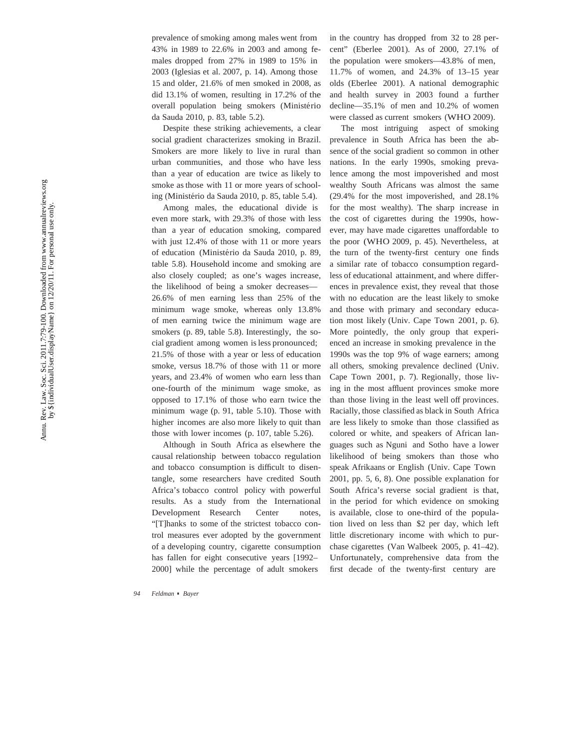prevalence of smoking among males went from 43% in 1989 to 22.6% in 2003 and among females dropped from 27% in 1989 to 15% in 2003 (Iglesias et al. 2007, p. 14). Among those 15 and older, 21.6% of men smoked in 2008, as did 13.1% of women, resulting in 17.2% of the overall population being smokers (Ministério da Sauda 2010, p. 83, table 5.2).

Despite these striking achievements, a clear social gradient characterizes smoking in Brazil. Smokers are more likely to live in rural than urban communities, and those who have less than a year of education are twice as likely to smoke as those with 11 or more years of schooling (Ministério da Sauda 2010, p. 85, table 5.4).

Among males, the educational divide is even more stark, with 29.3% of those with less than a year of education smoking, compared with just 12.4% of those with 11 or more years of education (Ministério da Sauda 2010, p. 89, table 5.8). Household income and smoking are also closely coupled; as one's wages increase, the likelihood of being a smoker decreases—26.6% of men earning less than 25% of the minimum wage smoke, whereas only 13.8% of men earning twice the minimum wage are smokers (p. 89, table 5.8). Interestingly, the social gradient among women is less pronounced; 21.5% of those with a year or less of education smoke, versus 18.7% of those with 11 or more years, and 23.4% of women who earn less than one-fourth of the minimum wage smoke, as opposed to 17.1% of those who earn twice the minimum wage (p. 91, table 5.10). Those with higher incomes are also more likely to quit than those with lower incomes (p. 107, table 5.26).

Although in South Africa as elsewhere the causal relationship between tobacco regulation and tobacco consumption is difficult to disentangle, some researchers have credited South Africa's tobacco control policy with powerful results. As a study from the International Development Research Center notes, "[T]hanks to some of the strictest tobacco control measures ever adopted by the government of a developing country, cigarette consumption has fallen for eight consecutive years [1992–2000] while the percentage of adult smokers in the country has dropped from 32 to 28 percent" (Eberlee 2001). As of 2000, 27.1% of the population were smokers—43.8% of men, 11.7% of women, and 24.3% of 13–15 year olds (Eberlee 2001). A national demographic and health survey in 2003 found a further decline—35.1% of men and 10.2% of women were classed as current smokers (WHO 2009).

The most intriguing aspect of smoking prevalence in South Africa has been the absence of the social gradient so common in other nations. In the early 1990s, smoking prevalence among the most impoverished and most wealthy South Africans was almost the same (29.4% for the most impoverished, and 28.1% for the most wealthy). The sharp increase in the cost of cigarettes during the 1990s, however, may have made cigarettes unaffordable to the poor (WHO 2009, p. 45). Nevertheless, at the turn of the twenty-first century one finds a similar rate of tobacco consumption regardless of educational attainment, and where differences in prevalence exist, they reveal that those with no education are the least likely to smoke and those with primary and secondary education most likely (Univ. Cape Town 2001, p. 6). More pointedly, the only group that experienced an increase in smoking prevalence in the 1990s was the top 9% of wage earners; among all others, smoking prevalence declined (Univ. Cape Town 2001, p. 7). Regionally, those living in the most affluent provinces smoke more than those living in the least well off provinces. Racially, those classified as black in South Africa are less likely to smoke than those classified as colored or white, and speakers of African languages such as Nguni and Sotho have a lower likelihood of being smokers than those who speak Afrikaans or English (Univ. Cape Town 2001, pp. 5, 6, 8). One possible explanation for South Africa's reverse social gradient is that, in the period for which evidence on smoking is available, close to one-third of the population lived on less than $2 per day, which left little discretionary income with which to purchase cigarettes (Van Walbeek 2005, p. 41–42). Unfortunately, comprehensive data from the first decade of the twenty-first century are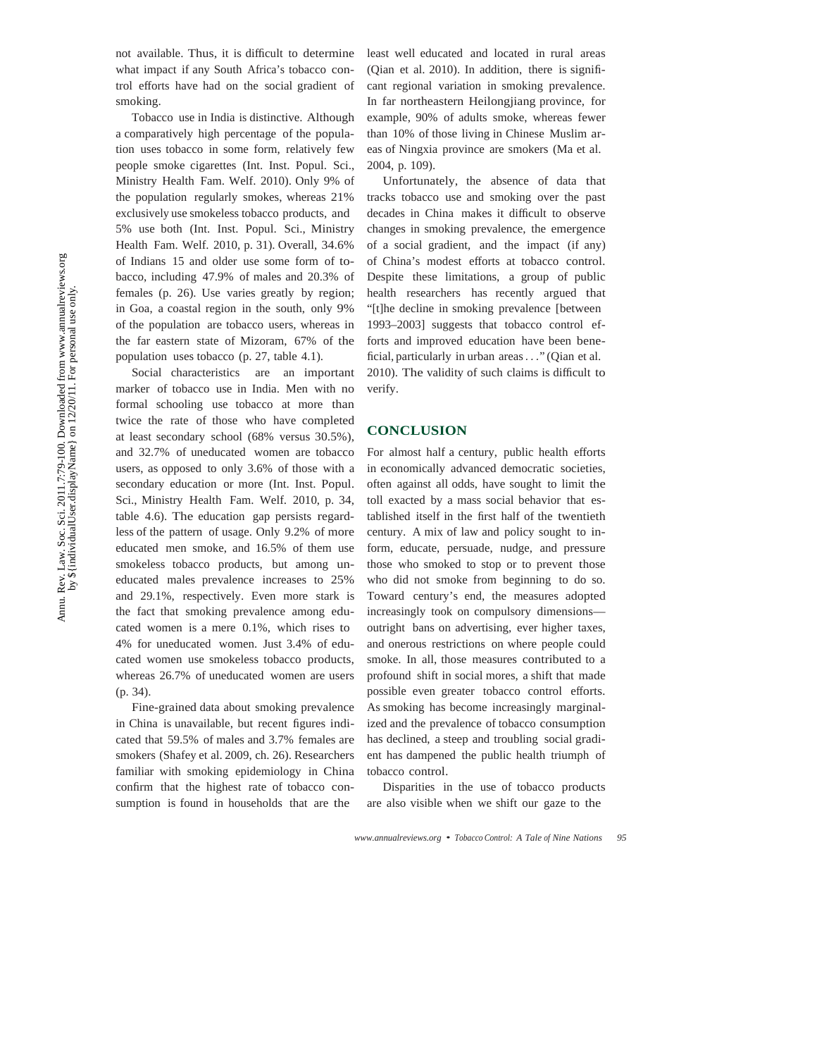not available. Thus, it is difficult to determine what impact if any South Africa's tobacco control efforts have had on the social gradient of smoking.

Tobacco use in India is distinctive. Although a comparatively high percentage of the population uses tobacco in some form, relatively few people smoke cigarettes (Int. Inst. Popul. Sci., Ministry Health Fam. Welf. 2010). Only 9% of the population regularly smokes, whereas 21% exclusively use smokeless tobacco products, and 5% use both (Int. Inst. Popul. Sci., Ministry Health Fam. Welf. 2010, p. 31). Overall, 34.6% of Indians 15 and older use some form of tobacco, including 47.9% of males and 20.3% of females (p. 26). Use varies greatly by region; in Goa, a coastal region in the south, only 9% of the population are tobacco users, whereas in the far eastern state of Mizoram, 67% of the population uses tobacco (p. 27, table 4.1).

Social characteristics are an important marker of tobacco use in India. Men with no formal schooling use tobacco at more than twice the rate of those who have completed at least secondary school (68% versus 30.5%), and 32.7% of uneducated women are tobacco users, as opposed to only 3.6% of those with a secondary education or more (Int. Inst. Popul. Sci., Ministry Health Fam. Welf. 2010, p. 34, table 4.6). The education gap persists regardless of the pattern of usage. Only 9.2% of more educated men smoke, and 16.5% of them use smokeless tobacco products, but among uneducated males prevalence increases to 25% and 29.1%, respectively. Even more stark is the fact that smoking prevalence among educated women is a mere 0.1%, which rises to 4% for uneducated women. Just 3.4% of educated women use smokeless tobacco products, whereas 26.7% of uneducated women are users (p. 34).

Fine-grained data about smoking prevalence in China is unavailable, but recent figures indicated that 59.5% of males and 3.7% females are smokers (Shafey et al. 2009, ch. 26). Researchers familiar with smoking epidemiology in China confirm that the highest rate of tobacco consumption is found in households that are the least well educated and located in rural areas (Qian et al. 2010). In addition, there is significant regional variation in smoking prevalence. In far northeastern Heilongjiang province, for example, 90% of adults smoke, whereas fewer than 10% of those living in Chinese Muslim areas of Ningxia province are smokers (Ma et al. 2004, p. 109).

Unfortunately, the absence of data that tracks tobacco use and smoking over the past decades in China makes it difficult to observe changes in smoking prevalence, the emergence of a social gradient, and the impact (if any) of China's modest efforts at tobacco control. Despite these limitations, a group of public health researchers has recently argued that "[t]he decline in smoking prevalence [between 1993–2003] suggests that tobacco control efforts and improved education have been beneficial, particularly in urban areas . . ." (Qian et al. 2010). The validity of such claims is difficult to verify.

## CONCLUSION

For almost half a century, public health efforts in economically advanced democratic societies, often against all odds, have sought to limit the toll exacted by a mass social behavior that established itself in the first half of the twentieth century. A mix of law and policy sought to inform, educate, persuade, nudge, and pressure those who smoked to stop or to prevent those who did not smoke from beginning to do so. Toward century's end, the measures adopted increasingly took on compulsory dimensions—outright bans on advertising, ever higher taxes, and onerous restrictions on where people could smoke. In all, those measures contributed to a profound shift in social mores, a shift that made possible even greater tobacco control efforts. As smoking has become increasingly marginalized and the prevalence of tobacco consumption has declined, a steep and troubling social gradient has dampened the public health triumph of tobacco control.

Disparities in the use of tobacco products are also visible when we shift our gaze to the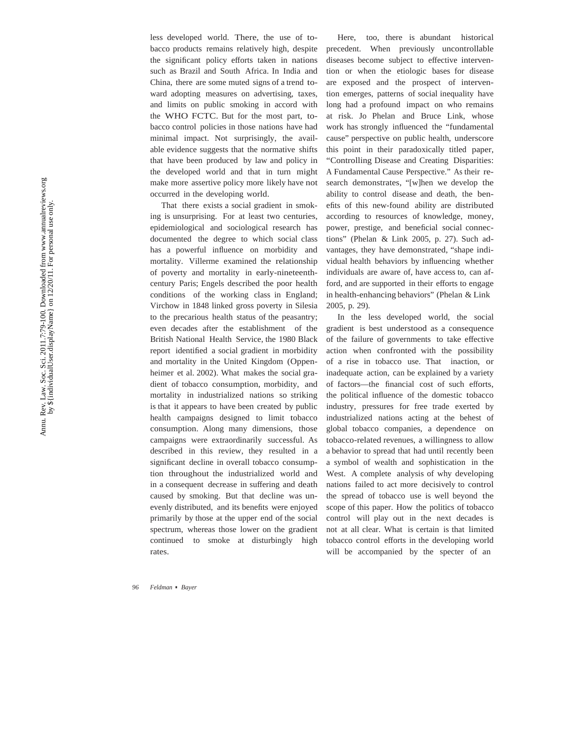less developed world. There, the use of tobacco products remains relatively high, despite the significant policy efforts taken in nations such as Brazil and South Africa. In India and China, there are some muted signs of a trend toward adopting measures on advertising, taxes, and limits on public smoking in accord with the WHO FCTC. But for the most part, tobacco control policies in those nations have had minimal impact. Not surprisingly, the available evidence suggests that the normative shifts that have been produced by law and policy in the developed world and that in turn might make more assertive policy more likely have not occurred in the developing world.

That there exists a social gradient in smoking is unsurprising. For at least two centuries, epidemiological and sociological research has documented the degree to which social class has a powerful influence on morbidity and mortality. Villerme examined the relationship of poverty and mortality in early-nineteenth-century Paris; Engels described the poor health conditions of the working class in England; Virchow in 1848 linked gross poverty in Silesia to the precarious health status of the peasantry; even decades after the establishment of the British National Health Service, the 1980 Black report identified a social gradient in morbidity and mortality in the United Kingdom (Oppenheimer et al. 2002). What makes the social gradient of tobacco consumption, morbidity, and mortality in industrialized nations so striking is that it appears to have been created by public health campaigns designed to limit tobacco consumption. Along many dimensions, those campaigns were extraordinarily successful. As described in this review, they resulted in a significant decline in overall tobacco consumption throughout the industrialized world and in a consequent decrease in suffering and death caused by smoking. But that decline was unevenly distributed, and its benefits were enjoyed primarily by those at the upper end of the social spectrum, whereas those lower on the gradient continued to smoke at disturbingly high rates.

Here, too, there is abundant historical precedent. When previously uncontrollable diseases become subject to effective intervention or when the etiologic bases for disease are exposed and the prospect of intervention emerges, patterns of social inequality have long had a profound impact on who remains at risk. Jo Phelan and Bruce Link, whose work has strongly influenced the "fundamental cause" perspective on public health, underscore this point in their paradoxically titled paper, "Controlling Disease and Creating Disparities: A Fundamental Cause Perspective." As their research demonstrates, "[w]hen we develop the ability to control disease and death, the benefits of this new-found ability are distributed according to resources of knowledge, money, power, prestige, and beneficial social connections" (Phelan & Link 2005, p. 27). Such advantages, they have demonstrated, "shape individual health behaviors by influencing whether individuals are aware of, have access to, can afford, and are supported in their efforts to engage in health-enhancing behaviors" (Phelan & Link 2005, p. 29).

In the less developed world, the social gradient is best understood as a consequence of the failure of governments to take effective action when confronted with the possibility of a rise in tobacco use. That inaction, or inadequate action, can be explained by a variety of factors—the financial cost of such efforts, the political influence of the domestic tobacco industry, pressures for free trade exerted by industrialized nations acting at the behest of global tobacco companies, a dependence on tobacco-related revenues, a willingness to allow a behavior to spread that had until recently been a symbol of wealth and sophistication in the West. A complete analysis of why developing nations failed to act more decisively to control the spread of tobacco use is well beyond the scope of this paper. How the politics of tobacco control will play out in the next decades is not at all clear. What is certain is that limited tobacco control efforts in the developing world will be accompanied by the specter of an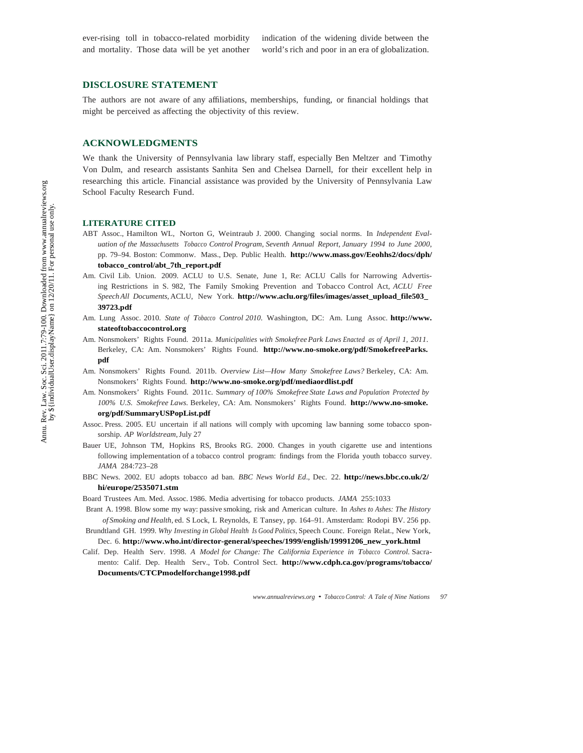ever-rising toll in tobacco-related morbidity and mortality. Those data will be yet another indication of the widening divide between the world's rich and poor in an era of globalization.

## DISCLOSURE STATEMENT

The authors are not aware of any affiliations, memberships, funding, or financial holdings that might be perceived as affecting the objectivity of this review.

## ACKNOWLEDGMENTS

We thank the University of Pennsylvania law library staff, especially Ben Meltzer and Timothy Von Dulm, and research assistants Sanhita Sen and Chelsea Darnell, for their excellent help in researching this article. Financial assistance was provided by the University of Pennsylvania Law School Faculty Research Fund.

## LITERATURE CITED

ABT Assoc., Hamilton WL, Norton G, Weintraub J. 2000. Changing social norms. In *Independent Evaluation of the Massachusetts Tobacco Control Program, Seventh Annual Report, January 1994 to June 2000*, pp. 79–94. Boston: Commonw. Mass., Dep. Public Health. **http://www.mass.gov/Eeohhs2/docs/dph/tobacco_control/abt_7th_report.pdf**

Am. Civil Lib. Union. 2009. ACLU to U.S. Senate, June 1, Re: ACLU Calls for Narrowing Advertising Restrictions in S. 982, The Family Smoking Prevention and Tobacco Control Act, *ACLU Free Speech All Documents*, ACLU, New York. **http://www.aclu.org/files/images/asset_upload_file503_39723.pdf**

Am. Lung Assoc. 2010. *State of Tobacco Control 2010*. Washington, DC: Am. Lung Assoc. **http://www.stateoftobaccocontrol.org**

Am. Nonsmokers' Rights Found. 2011a. *Municipalities with Smokefree Park Laws Enacted as of April 1, 2011*. Berkeley, CA: Am. Nonsmokers' Rights Found. **http://www.no-smoke.org/pdf/SmokefreeParks.pdf**

Am. Nonsmokers' Rights Found. 2011b. *Overview List—How Many Smokefree Laws?* Berkeley, CA: Am. Nonsmokers' Rights Found. **http://www.no-smoke.org/pdf/mediaordlist.pdf**

Am. Nonsmokers' Rights Found. 2011c. *Summary of 100% Smokefree State Laws and Population Protected by 100% U.S. Smokefree Laws*. Berkeley, CA: Am. Nonsmokers' Rights Found. **http://www.no-smoke.org/pdf/SummaryUSPopList.pdf**

Assoc. Press. 2005. EU uncertain if all nations will comply with upcoming law banning some tobacco sponsorship. *AP Worldstream*, July 27

Bauer UE, Johnson TM, Hopkins RS, Brooks RG. 2000. Changes in youth cigarette use and intentions following implementation of a tobacco control program: findings from the Florida youth tobacco survey. *JAMA* 284:723–28

BBC News. 2002. EU adopts tobacco ad ban. *BBC News World Ed*., Dec. 22. **http://news.bbc.co.uk/2/hi/europe/2535071.stm**

Board Trustees Am. Med. Assoc. 1986. Media advertising for tobacco products. *JAMA* 255:1033

Brant A. 1998. Blow some my way: passive smoking, risk and American culture. In *Ashes to Ashes: The History of Smoking and Health*, ed. S Lock, L Reynolds, E Tansey, pp. 164–91. Amsterdam: Rodopi BV. 256 pp.

Brundtland GH. 1999. *Why Investing in Global Health Is Good Politics*, Speech Counc. Foreign Relat., New York, Dec. 6. **http://www.who.int/director-general/speeches/1999/english/19991206_new_york.html**

Calif. Dep. Health Serv. 1998. *A Model for Change: The California Experience in Tobacco Control*. Sacramento: Calif. Dep. Health Serv., Tob. Control Sect. **http://www.cdph.ca.gov/programs/tobacco/Documents/CTCPmodelforchange1998.pdf**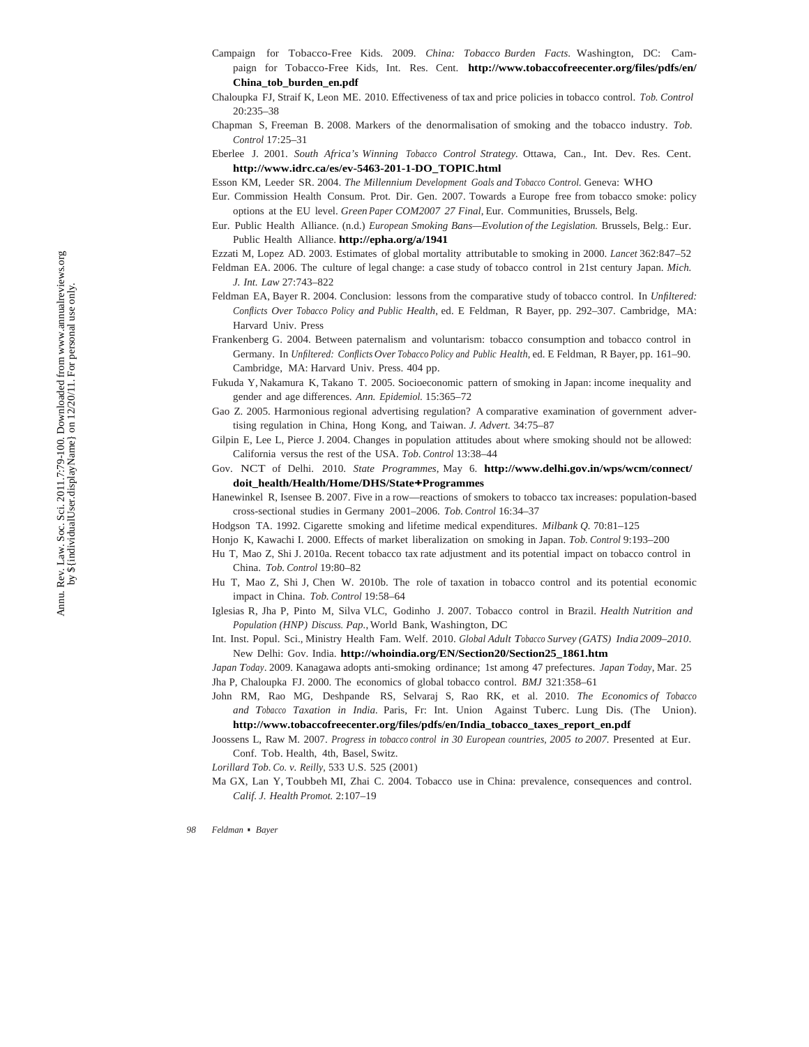Campaign for Tobacco-Free Kids. 2009. *China: Tobacco Burden Facts*. Washington, DC: Campaign for Tobacco-Free Kids, Int. Res. Cent. **http://www.tobaccofreecenter.org/files/pdfs/en/China_tob_burden_en.pdf**

Chaloupka FJ, Straif K, Leon ME. 2010. Effectiveness of tax and price policies in tobacco control. *Tob. Control* 20:235–38

Chapman S, Freeman B. 2008. Markers of the denormalisation of smoking and the tobacco industry. *Tob. Control* 17:25–31

Eberlee J. 2001. *South Africa's Winning Tobacco Control Strategy*. Ottawa, Can., Int. Dev. Res. Cent. **http://www.idrc.ca/es/ev-5463-201-1-DO_TOPIC.html**

Esson KM, Leeder SR. 2004. *The Millennium Development Goals and Tobacco Control*. Geneva: WHO

Eur. Commission Health Consum. Prot. Dir. Gen. 2007. Towards a Europe free from tobacco smoke: policy options at the EU level. *Green Paper COM2007 27 Final*, Eur. Communities, Brussels, Belg.

Eur. Public Health Alliance. (n.d.) *European Smoking Bans—Evolution of the Legislation*. Brussels, Belg.: Eur. Public Health Alliance. **http://epha.org/a/1941**

Ezzati M, Lopez AD. 2003. Estimates of global mortality attributable to smoking in 2000. *Lancet* 362:847–52

Feldman EA. 2006. The culture of legal change: a case study of tobacco control in 21st century Japan. *Mich. J. Int. Law* 27:743–822

Feldman EA, Bayer R. 2004. Conclusion: lessons from the comparative study of tobacco control. In *Unfiltered: Conflicts Over Tobacco Policy and Public Health*, ed. E Feldman, R Bayer, pp. 292–307. Cambridge, MA: Harvard Univ. Press

Frankenberg G. 2004. Between paternalism and voluntarism: tobacco consumption and tobacco control in Germany. In *Unfiltered: Conflicts Over Tobacco Policy and Public Health*, ed. E Feldman, R Bayer, pp. 161–90. Cambridge, MA: Harvard Univ. Press. 404 pp.

Fukuda Y, Nakamura K, Takano T. 2005. Socioeconomic pattern of smoking in Japan: income inequality and gender and age differences. *Ann. Epidemiol.* 15:365–72

Gao Z. 2005. Harmonious regional advertising regulation? A comparative examination of government advertising regulation in China, Hong Kong, and Taiwan. *J. Advert.* 34:75–87

Gilpin E, Lee L, Pierce J. 2004. Changes in population attitudes about where smoking should not be allowed: California versus the rest of the USA. *Tob. Control* 13:38–44

Gov. NCT of Delhi. 2010. *State Programmes*, May 6. **http://www.delhi.gov.in/wps/wcm/connect/doit_health/Health/Home/DHS/State+Programmes**

Hanewinkel R, Isensee B. 2007. Five in a row—reactions of smokers to tobacco tax increases: population-based cross-sectional studies in Germany 2001–2006. *Tob. Control* 16:34–37

Hodgson TA. 1992. Cigarette smoking and lifetime medical expenditures. *Milbank Q.* 70:81–125

Honjo K, Kawachi I. 2000. Effects of market liberalization on smoking in Japan. *Tob. Control* 9:193–200

Hu T, Mao Z, Shi J. 2010a. Recent tobacco tax rate adjustment and its potential impact on tobacco control in China. *Tob. Control* 19:80–82

Hu T, Mao Z, Shi J, Chen W. 2010b. The role of taxation in tobacco control and its potential economic impact in China. *Tob. Control* 19:58–64

Iglesias R, Jha P, Pinto M, Silva VLC, Godinho J. 2007. Tobacco control in Brazil. *Health Nutrition and Population (HNP) Discuss. Pap.*, World Bank, Washington, DC

Int. Inst. Popul. Sci., Ministry Health Fam. Welf. 2010. *Global Adult Tobacco Survey (GATS) India 2009–2010*. New Delhi: Gov. India. **http://whoindia.org/EN/Section20/Section25_1861.htm**

*Japan Today*. 2009. Kanagawa adopts anti-smoking ordinance; 1st among 47 prefectures. *Japan Today*, Mar. 25

Jha P, Chaloupka FJ. 2000. The economics of global tobacco control. *BMJ* 321:358–61

John RM, Rao MG, Deshpande RS, Selvaraj S, Rao RK, et al. 2010. *The Economics of Tobacco and Tobacco Taxation in India*. Paris, Fr: Int. Union Against Tuberc. Lung Dis. (The Union). **http://www.tobaccofreecenter.org/files/pdfs/en/India_tobacco_taxes_report_en.pdf**

Joossens L, Raw M. 2007. *Progress in tobacco control in 30 European countries, 2005 to 2007*. Presented at Eur. Conf. Tob. Health, 4th, Basel, Switz.

*Lorillard Tob. Co. v. Reilly*, 533 U.S. 525 (2001)

Ma GX, Lan Y, Toubbeh MI, Zhai C. 2004. Tobacco use in China: prevalence, consequences and control. *Calif. J. Health Promot.* 2:107–19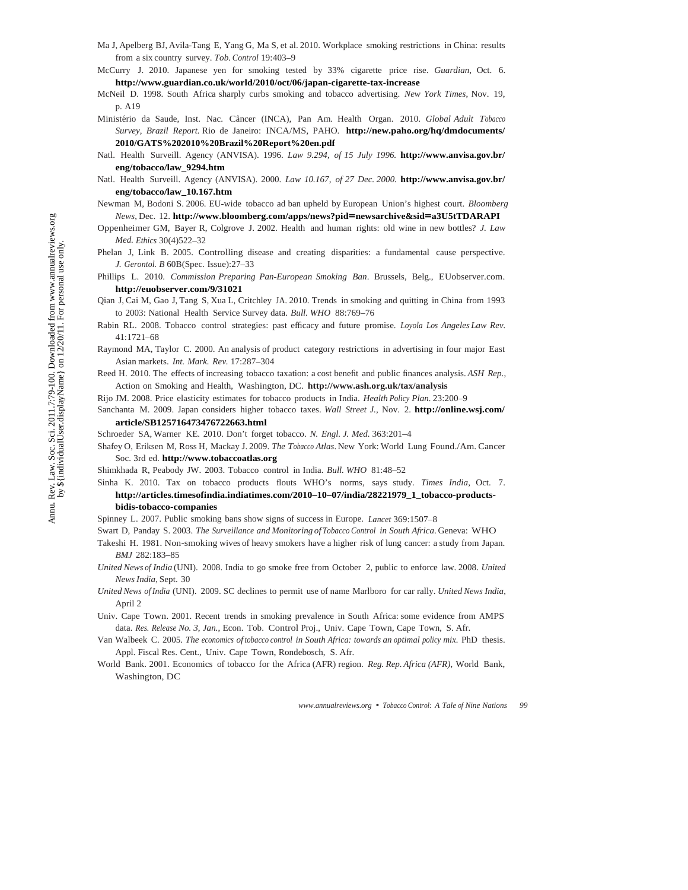Ma J, Apelberg BJ, Avila-Tang E, Yang G, Ma S, et al. 2010. Workplace smoking restrictions in China: results from a six country survey. *Tob. Control* 19:403–9

McCurry J. 2010. Japanese yen for smoking tested by 33% cigarette price rise. *Guardian*, Oct. 6. **http://www.guardian.co.uk/world/2010/oct/06/japan-cigarette-tax-increase**

McNeil D. 1998. South Africa sharply curbs smoking and tobacco advertising. *New York Times*, Nov. 19, p. A19

Ministério da Saude, Inst. Nac. Câncer (INCA), Pan Am. Health Organ. 2010. *Global Adult Tobacco Survey, Brazil Report*. Rio de Janeiro: INCA/MS, PAHO. **http://new.paho.org/hq/dmdocuments/2010/GATS%202010%20Brazil%20Report%20en.pdf**

Natl. Health Surveill. Agency (ANVISA). 1996. *Law 9.294, of 15 July 1996.* **http://www.anvisa.gov.br/eng/tobacco/law_9294.htm**

Natl. Health Surveill. Agency (ANVISA). 2000. *Law 10.167, of 27 Dec. 2000.* **http://www.anvisa.gov.br/eng/tobacco/law_10.167.htm**

Newman M, Bodoni S. 2006. EU-wide tobacco ad ban upheld by European Union's highest court. *Bloomberg News*, Dec. 12. **http://www.bloomberg.com/apps/news?pid=newsarchive&sid=a3U5tTDARAPI**

Oppenheimer GM, Bayer R, Colgrove J. 2002. Health and human rights: old wine in new bottles? *J. Law Med. Ethics* 30(4)522–32

Phelan J, Link B. 2005. Controlling disease and creating disparities: a fundamental cause perspective. *J. Gerontol. B* 60B(Spec. Issue):27–33

Phillips L. 2010. *Commission Preparing Pan-European Smoking Ban*. Brussels, Belg., EUobserver.com. **http://euobserver.com/9/31021**

Qian J, Cai M, Gao J, Tang S, Xua L, Critchley JA. 2010. Trends in smoking and quitting in China from 1993 to 2003: National Health Service Survey data. *Bull. WHO* 88:769–76

Rabin RL. 2008. Tobacco control strategies: past efficacy and future promise. *Loyola Los Angeles Law Rev.* 41:1721–68

Raymond MA, Taylor C. 2000. An analysis of product category restrictions in advertising in four major East Asian markets. *Int. Mark. Rev.* 17:287–304

Reed H. 2010. The effects of increasing tobacco taxation: a cost benefit and public finances analysis. *ASH Rep.*, Action on Smoking and Health, Washington, DC. **http://www.ash.org.uk/tax/analysis**

Rijo JM. 2008. Price elasticity estimates for tobacco products in India. *Health Policy Plan.* 23:200–9

Sanchanta M. 2009. Japan considers higher tobacco taxes. *Wall Street J.*, Nov. 2. **http://online.wsj.com/article/SB125716473476722663.html**

Schroeder SA, Warner KE. 2010. Don't forget tobacco. *N. Engl. J. Med.* 363:201–4

Shafey O, Eriksen M, Ross H, Mackay J. 2009. *The Tobacco Atlas*. New York: World Lung Found./Am. Cancer Soc. 3rd ed. **http://www.tobaccoatlas.org**

Shimkhada R, Peabody JW. 2003. Tobacco control in India. *Bull. WHO* 81:48–52

Sinha K. 2010. Tax on tobacco products flouts WHO's norms, says study. *Times India*, Oct. 7. **http://articles.timesofindia.indiatimes.com/2010–10–07/india/28221979_1_tobacco-products-bidis-tobacco-companies**

Spinney L. 2007. Public smoking bans show signs of success in Europe. *Lancet* 369:1507–8

Swart D, Panday S. 2003. *The Surveillance and Monitoring of Tobacco Control in South Africa.* Geneva: WHO

Takeshi H. 1981. Non-smoking wives of heavy smokers have a higher risk of lung cancer: a study from Japan. *BMJ* 282:183–85

*United News of India* (UNI). 2008. India to go smoke free from October 2, public to enforce law. 2008. *United News India*, Sept. 30

*United News of India* (UNI). 2009. SC declines to permit use of name Marlboro for car rally. *United News India*, April 2

Univ. Cape Town. 2001. Recent trends in smoking prevalence in South Africa: some evidence from AMPS data. *Res. Release No. 3, Jan.*, Econ. Tob. Control Proj., Univ. Cape Town, Cape Town, S. Afr.

Van Walbeek C. 2005. *The economics of tobacco control in South Africa: towards an optimal policy mix.* PhD thesis. Appl. Fiscal Res. Cent., Univ. Cape Town, Rondebosch, S. Afr.

World Bank. 2001. Economics of tobacco for the Africa (AFR) region. *Reg. Rep. Africa (AFR)*, World Bank, Washington, DC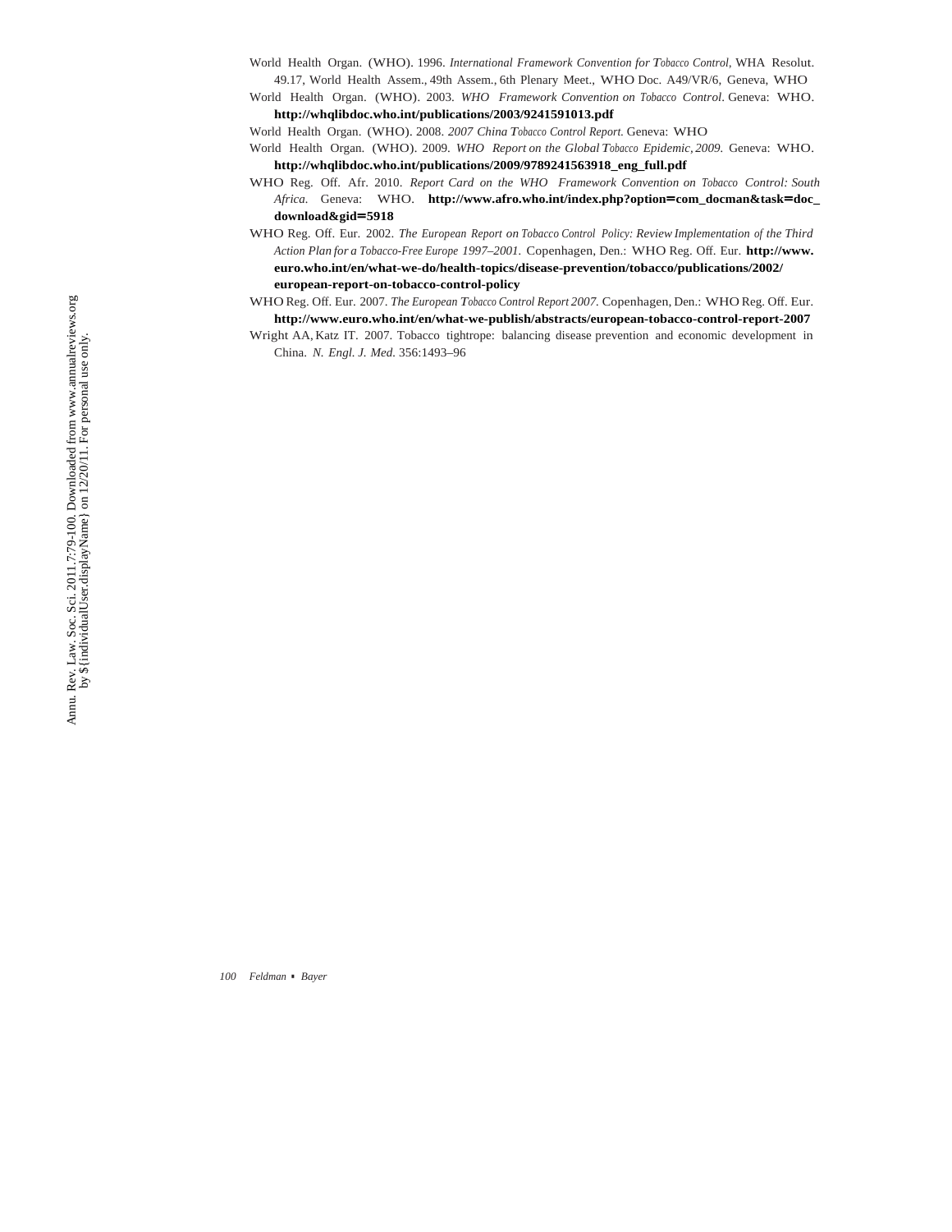World Health Organ. (WHO). 1996. *International Framework Convention for Tobacco Control*, WHA Resolut. 49.17, World Health Assem., 49th Assem., 6th Plenary Meet., WHO Doc. A49/VR/6, Geneva, WHO

World Health Organ. (WHO). 2003. *WHO Framework Convention on Tobacco Control*. Geneva: WHO. **http://whqlibdoc.who.int/publications/2003/9241591013.pdf**

World Health Organ. (WHO). 2008. *2007 China Tobacco Control Report*. Geneva: WHO

World Health Organ. (WHO). 2009. *WHO Report on the Global Tobacco Epidemic, 2009*. Geneva: WHO. **http://whqlibdoc.who.int/publications/2009/9789241563918_eng_full.pdf**

WHO Reg. Off. Afr. 2010. *Report Card on the WHO Framework Convention on Tobacco Control: South Africa*. Geneva: WHO. **http://www.afro.who.int/index.php?option=com_docman&task=doc_download&gid=5918**

WHO Reg. Off. Eur. 2002. *The European Report on Tobacco Control Policy: Review Implementation of the Third Action Plan for a Tobacco-Free Europe 1997–2001*. Copenhagen, Den.: WHO Reg. Off. Eur. **http://www.euro.who.int/en/what-we-do/health-topics/disease-prevention/tobacco/publications/2002/european-report-on-tobacco-control-policy**

WHO Reg. Off. Eur. 2007. *The European Tobacco Control Report 2007*. Copenhagen, Den.: WHO Reg. Off. Eur. **http://www.euro.who.int/en/what-we-publish/abstracts/european-tobacco-control-report-2007**

Wright AA, Katz IT. 2007. Tobacco tightrope: balancing disease prevention and economic development in China. *N. Engl. J. Med.* 356:1493–96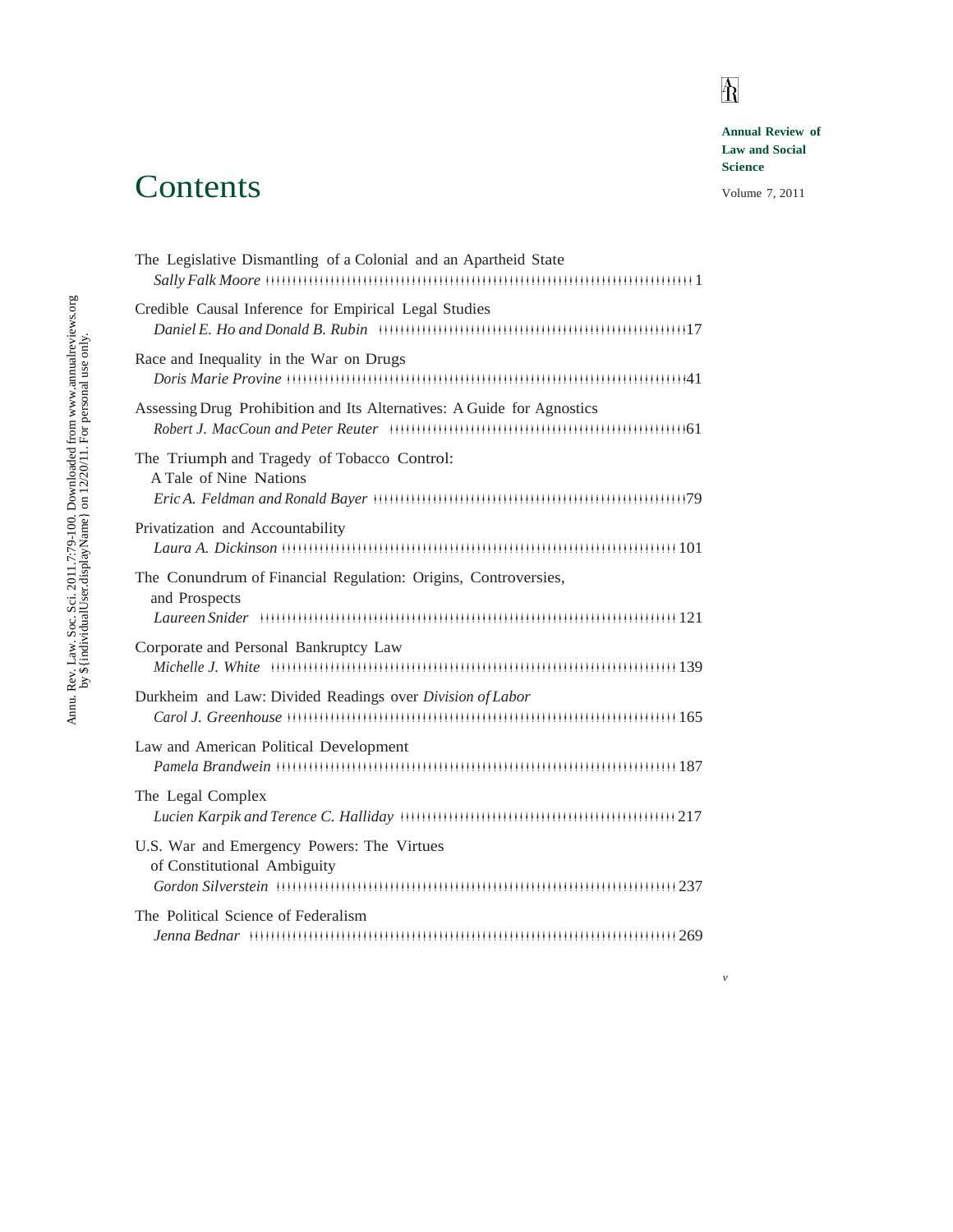**Annual Review of Law and Social Science**

Volume 7, 2011

# Contents

The Legislative Dismantling of a Colonial and an Apartheid State
*Sally Falk Moore* . . . 1

Credible Causal Inference for Empirical Legal Studies
*Daniel E. Ho and Donald B. Rubin* . . . 17

Race and Inequality in the War on Drugs
*Doris Marie Provine* . . . 41

Assessing Drug Prohibition and Its Alternatives: A Guide for Agnostics
*Robert J. MacCoun and Peter Reuter* . . . 61

The Triumph and Tragedy of Tobacco Control: A Tale of Nine Nations
*Eric A. Feldman and Ronald Bayer* . . . 79

Privatization and Accountability
*Laura A. Dickinson* . . . 101

The Conundrum of Financial Regulation: Origins, Controversies, and Prospects
*Laureen Snider* . . . 121

Corporate and Personal Bankruptcy Law
*Michelle J. White* . . . 139

Durkheim and Law: Divided Readings over *Division of Labor*
*Carol J. Greenhouse* . . . 165

Law and American Political Development
*Pamela Brandwein* . . . 187

The Legal Complex
*Lucien Karpik and Terence C. Halliday* . . . 217

U.S. War and Emergency Powers: The Virtues of Constitutional Ambiguity
*Gordon Silverstein* . . . 237

The Political Science of Federalism
*Jenna Bednar* . . . 269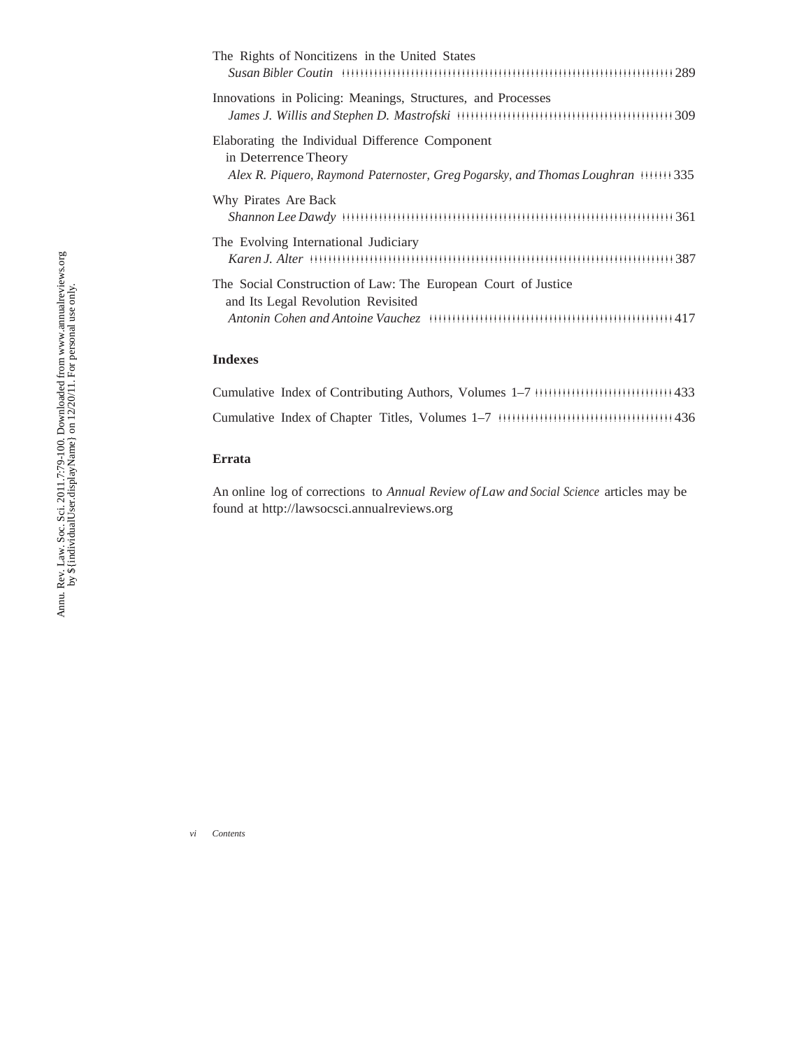The Rights of Noncitizens in the United States
*Susan Bibler Coutin* 289

Innovations in Policing: Meanings, Structures, and Processes
*James J. Willis and Stephen D. Mastrofski* 309

Elaborating the Individual Difference Component in Deterrence Theory
*Alex R. Piquero, Raymond Paternoster, Greg Pogarsky, and Thomas Loughran* 335

Why Pirates Are Back
*Shannon Lee Dawdy* 361

The Evolving International Judiciary
*Karen J. Alter* 387

The Social Construction of Law: The European Court of Justice and Its Legal Revolution Revisited
*Antonin Cohen and Antoine Vauchez* 417

## Indexes

Cumulative Index of Contributing Authors, Volumes 1–7 433

Cumulative Index of Chapter Titles, Volumes 1–7 436

## Errata

An online log of corrections to *Annual Review of Law and Social Science* articles may be found at http://lawsocsci.annualreviews.org